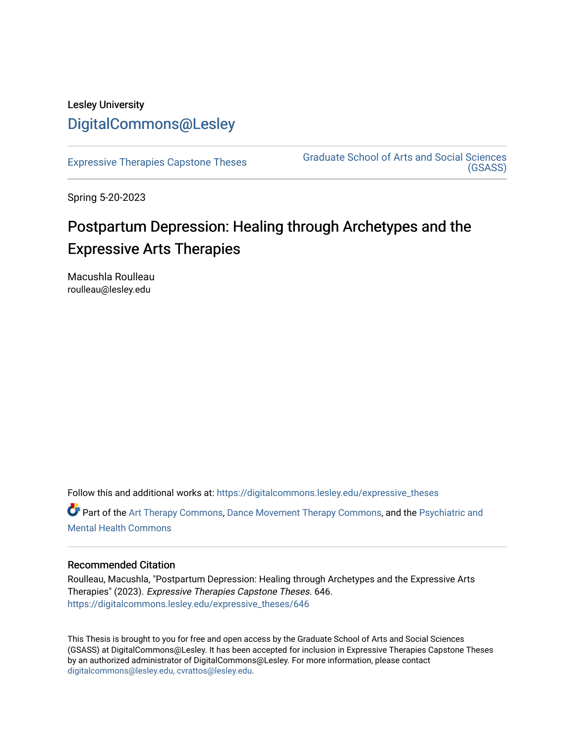Lesley University

DigitalCommons@Lesley

Expressive Therapies Capstone Theses

Graduate School of Arts and Social Sciences (GSASS)

Spring 5-20-2023

# Postpartum Depression: Healing through Archetypes and the Expressive Arts Therapies

Macushla Roulleau
roulleau@lesley.edu

Follow this and additional works at: https://digitalcommons.lesley.edu/expressive_theses

Part of the Art Therapy Commons, Dance Movement Therapy Commons, and the Psychiatric and Mental Health Commons

## Recommended Citation

Roulleau, Macushla, "Postpartum Depression: Healing through Archetypes and the Expressive Arts Therapies" (2023). *Expressive Therapies Capstone Theses*. 646.
https://digitalcommons.lesley.edu/expressive_theses/646

This Thesis is brought to you for free and open access by the Graduate School of Arts and Social Sciences (GSASS) at DigitalCommons@Lesley. It has been accepted for inclusion in Expressive Therapies Capstone Theses by an authorized administrator of DigitalCommons@Lesley. For more information, please contact digitalcommons@lesley.edu, cvrattos@lesley.edu.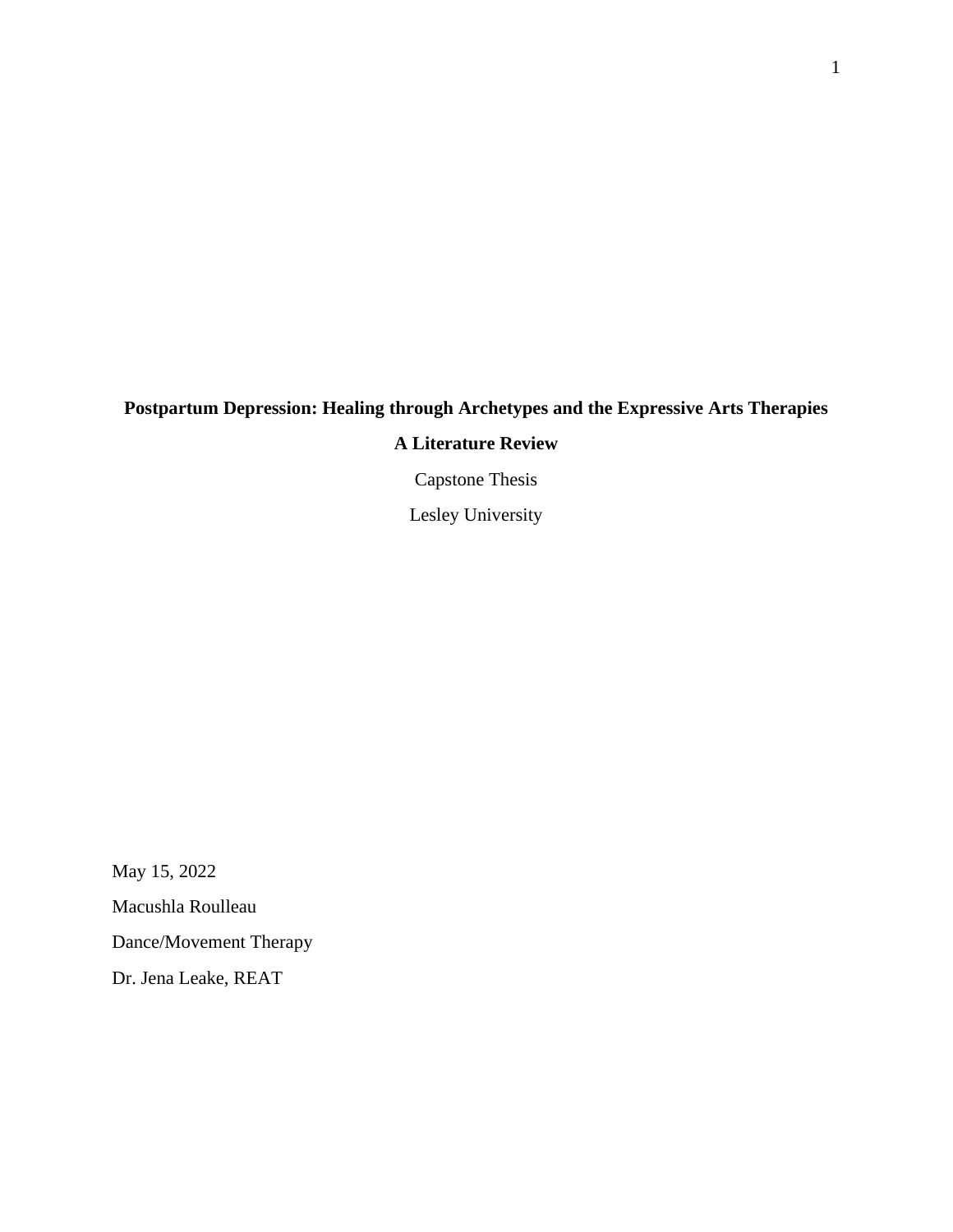**Postpartum Depression: Healing through Archetypes and the Expressive Arts Therapies**

**A Literature Review**

Capstone Thesis

Lesley University

May 15, 2022

Macushla Roulleau

Dance/Movement Therapy

Dr. Jena Leake, REAT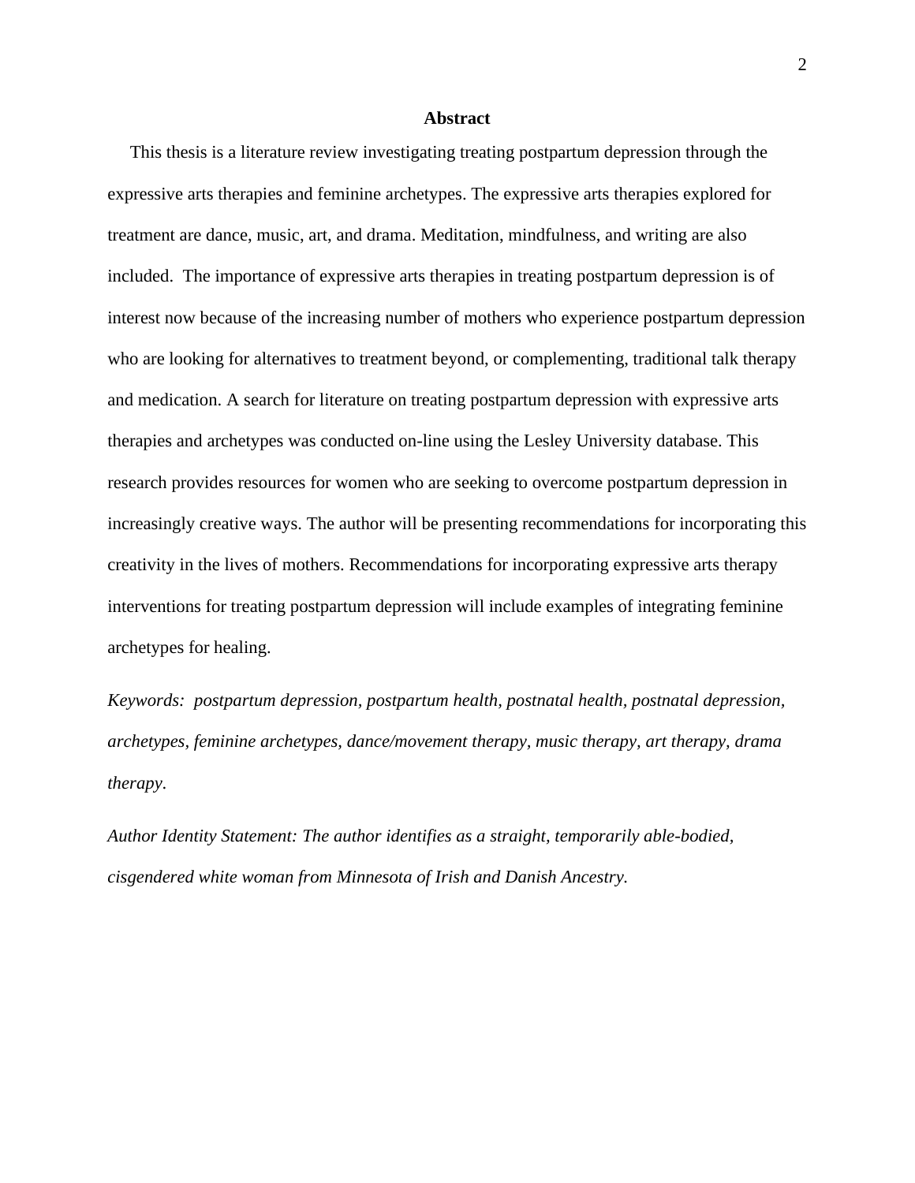## Abstract

This thesis is a literature review investigating treating postpartum depression through the expressive arts therapies and feminine archetypes. The expressive arts therapies explored for treatment are dance, music, art, and drama. Meditation, mindfulness, and writing are also included. The importance of expressive arts therapies in treating postpartum depression is of interest now because of the increasing number of mothers who experience postpartum depression who are looking for alternatives to treatment beyond, or complementing, traditional talk therapy and medication. A search for literature on treating postpartum depression with expressive arts therapies and archetypes was conducted on-line using the Lesley University database. This research provides resources for women who are seeking to overcome postpartum depression in increasingly creative ways. The author will be presenting recommendations for incorporating this creativity in the lives of mothers. Recommendations for incorporating expressive arts therapy interventions for treating postpartum depression will include examples of integrating feminine archetypes for healing.

*Keywords: postpartum depression, postpartum health, postnatal health, postnatal depression, archetypes, feminine archetypes, dance/movement therapy, music therapy, art therapy, drama therapy.*

*Author Identity Statement: The author identifies as a straight, temporarily able-bodied, cisgendered white woman from Minnesota of Irish and Danish Ancestry.*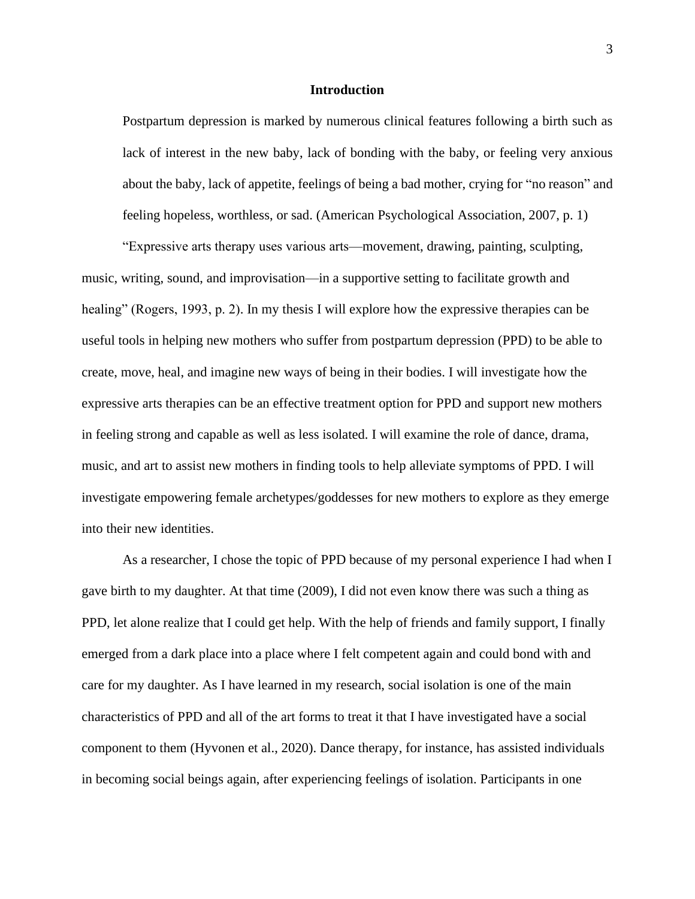## Introduction

> Postpartum depression is marked by numerous clinical features following a birth such as lack of interest in the new baby, lack of bonding with the baby, or feeling very anxious about the baby, lack of appetite, feelings of being a bad mother, crying for "no reason" and feeling hopeless, worthless, or sad. (American Psychological Association, 2007, p. 1)

"Expressive arts therapy uses various arts—movement, drawing, painting, sculpting, music, writing, sound, and improvisation—in a supportive setting to facilitate growth and healing" (Rogers, 1993, p. 2). In my thesis I will explore how the expressive therapies can be useful tools in helping new mothers who suffer from postpartum depression (PPD) to be able to create, move, heal, and imagine new ways of being in their bodies. I will investigate how the expressive arts therapies can be an effective treatment option for PPD and support new mothers in feeling strong and capable as well as less isolated. I will examine the role of dance, drama, music, and art to assist new mothers in finding tools to help alleviate symptoms of PPD. I will investigate empowering female archetypes/goddesses for new mothers to explore as they emerge into their new identities.

As a researcher, I chose the topic of PPD because of my personal experience I had when I gave birth to my daughter. At that time (2009), I did not even know there was such a thing as PPD, let alone realize that I could get help. With the help of friends and family support, I finally emerged from a dark place into a place where I felt competent again and could bond with and care for my daughter. As I have learned in my research, social isolation is one of the main characteristics of PPD and all of the art forms to treat it that I have investigated have a social component to them (Hyvonen et al., 2020). Dance therapy, for instance, has assisted individuals in becoming social beings again, after experiencing feelings of isolation. Participants in one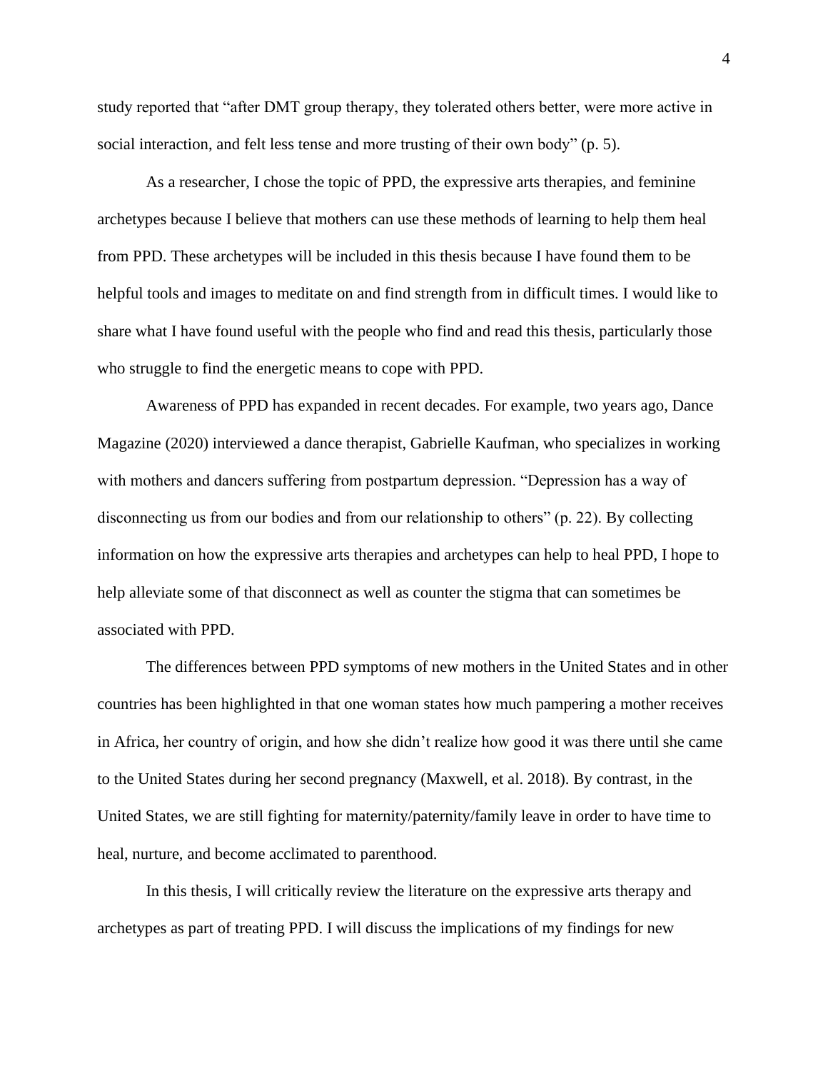study reported that "after DMT group therapy, they tolerated others better, were more active in social interaction, and felt less tense and more trusting of their own body" (p. 5).

As a researcher, I chose the topic of PPD, the expressive arts therapies, and feminine archetypes because I believe that mothers can use these methods of learning to help them heal from PPD. These archetypes will be included in this thesis because I have found them to be helpful tools and images to meditate on and find strength from in difficult times. I would like to share what I have found useful with the people who find and read this thesis, particularly those who struggle to find the energetic means to cope with PPD.

Awareness of PPD has expanded in recent decades. For example, two years ago, Dance Magazine (2020) interviewed a dance therapist, Gabrielle Kaufman, who specializes in working with mothers and dancers suffering from postpartum depression. "Depression has a way of disconnecting us from our bodies and from our relationship to others" (p. 22). By collecting information on how the expressive arts therapies and archetypes can help to heal PPD, I hope to help alleviate some of that disconnect as well as counter the stigma that can sometimes be associated with PPD.

The differences between PPD symptoms of new mothers in the United States and in other countries has been highlighted in that one woman states how much pampering a mother receives in Africa, her country of origin, and how she didn't realize how good it was there until she came to the United States during her second pregnancy (Maxwell, et al. 2018). By contrast, in the United States, we are still fighting for maternity/paternity/family leave in order to have time to heal, nurture, and become acclimated to parenthood.

In this thesis, I will critically review the literature on the expressive arts therapy and archetypes as part of treating PPD. I will discuss the implications of my findings for new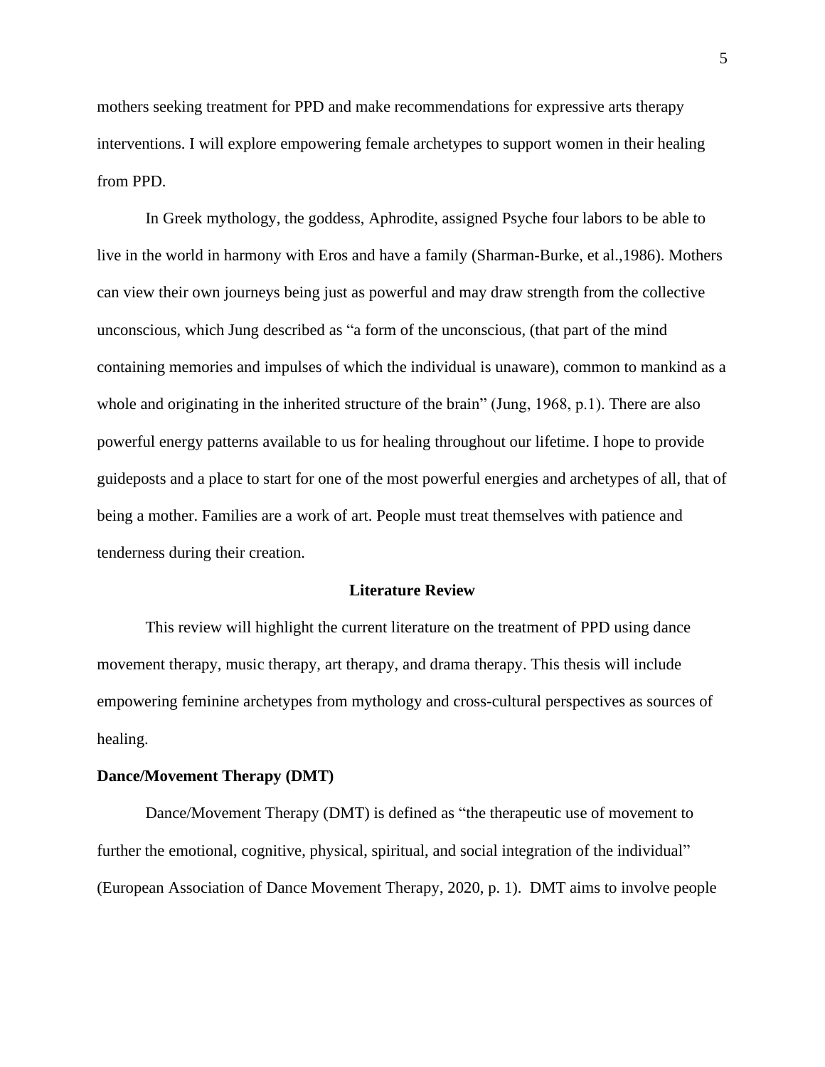mothers seeking treatment for PPD and make recommendations for expressive arts therapy interventions. I will explore empowering female archetypes to support women in their healing from PPD.

In Greek mythology, the goddess, Aphrodite, assigned Psyche four labors to be able to live in the world in harmony with Eros and have a family (Sharman-Burke, et al.,1986). Mothers can view their own journeys being just as powerful and may draw strength from the collective unconscious, which Jung described as "a form of the unconscious, (that part of the mind containing memories and impulses of which the individual is unaware), common to mankind as a whole and originating in the inherited structure of the brain" (Jung, 1968, p.1). There are also powerful energy patterns available to us for healing throughout our lifetime. I hope to provide guideposts and a place to start for one of the most powerful energies and archetypes of all, that of being a mother. Families are a work of art. People must treat themselves with patience and tenderness during their creation.

## Literature Review

This review will highlight the current literature on the treatment of PPD using dance movement therapy, music therapy, art therapy, and drama therapy. This thesis will include empowering feminine archetypes from mythology and cross-cultural perspectives as sources of healing.

### Dance/Movement Therapy (DMT)

Dance/Movement Therapy (DMT) is defined as "the therapeutic use of movement to further the emotional, cognitive, physical, spiritual, and social integration of the individual" (European Association of Dance Movement Therapy, 2020, p. 1). DMT aims to involve people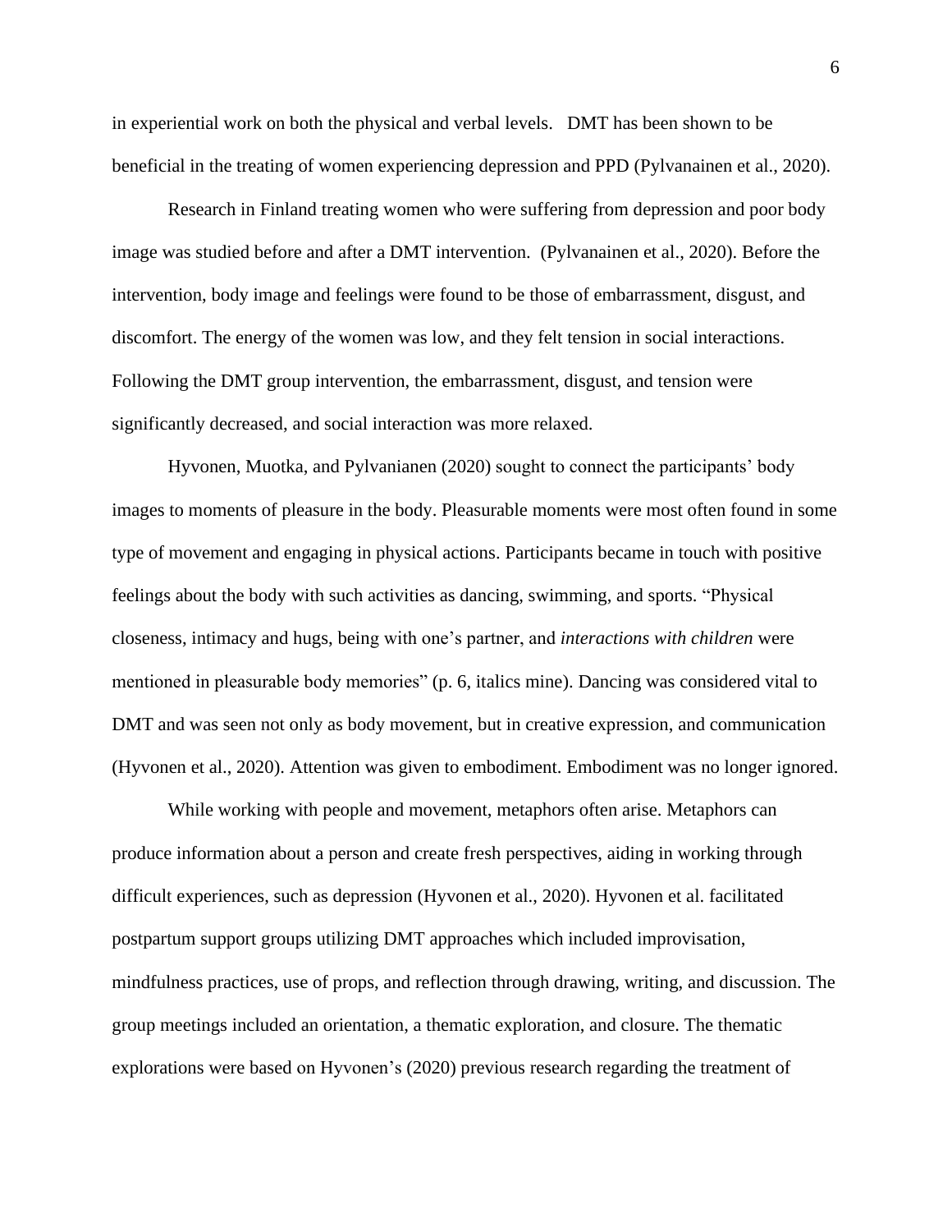in experiential work on both the physical and verbal levels.  DMT has been shown to be beneficial in the treating of women experiencing depression and PPD (Pylvanainen et al., 2020).

Research in Finland treating women who were suffering from depression and poor body image was studied before and after a DMT intervention.  (Pylvanainen et al., 2020). Before the intervention, body image and feelings were found to be those of embarrassment, disgust, and discomfort. The energy of the women was low, and they felt tension in social interactions. Following the DMT group intervention, the embarrassment, disgust, and tension were significantly decreased, and social interaction was more relaxed.

Hyvonen, Muotka, and Pylvanianen (2020) sought to connect the participants' body images to moments of pleasure in the body. Pleasurable moments were most often found in some type of movement and engaging in physical actions. Participants became in touch with positive feelings about the body with such activities as dancing, swimming, and sports. "Physical closeness, intimacy and hugs, being with one's partner, and *interactions with children* were mentioned in pleasurable body memories" (p. 6, italics mine). Dancing was considered vital to DMT and was seen not only as body movement, but in creative expression, and communication (Hyvonen et al., 2020). Attention was given to embodiment. Embodiment was no longer ignored.

While working with people and movement, metaphors often arise. Metaphors can produce information about a person and create fresh perspectives, aiding in working through difficult experiences, such as depression (Hyvonen et al., 2020). Hyvonen et al. facilitated postpartum support groups utilizing DMT approaches which included improvisation, mindfulness practices, use of props, and reflection through drawing, writing, and discussion. The group meetings included an orientation, a thematic exploration, and closure. The thematic explorations were based on Hyvonen's (2020) previous research regarding the treatment of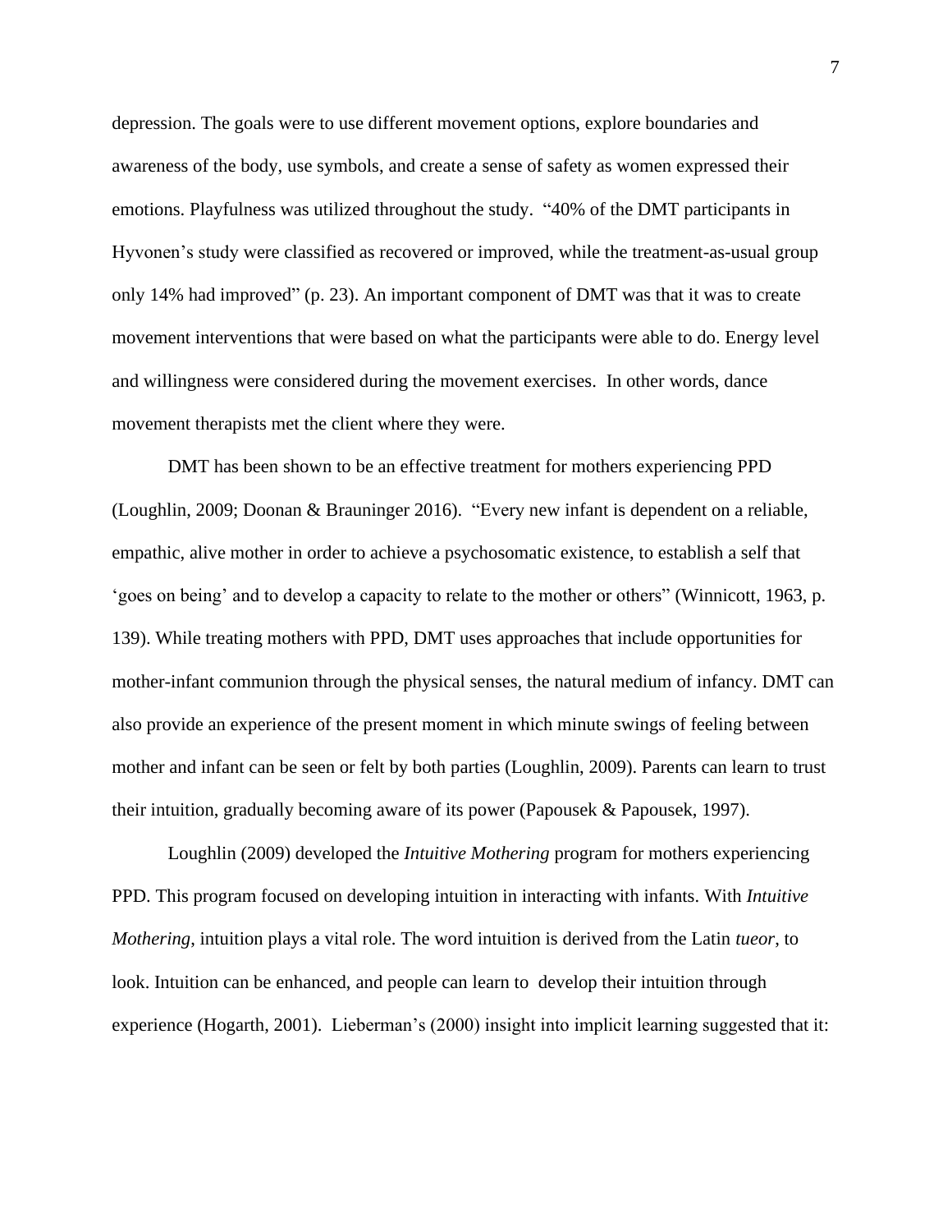depression. The goals were to use different movement options, explore boundaries and awareness of the body, use symbols, and create a sense of safety as women expressed their emotions. Playfulness was utilized throughout the study. "40% of the DMT participants in Hyvonen's study were classified as recovered or improved, while the treatment-as-usual group only 14% had improved" (p. 23). An important component of DMT was that it was to create movement interventions that were based on what the participants were able to do. Energy level and willingness were considered during the movement exercises. In other words, dance movement therapists met the client where they were.

DMT has been shown to be an effective treatment for mothers experiencing PPD (Loughlin, 2009; Doonan & Brauninger 2016). "Every new infant is dependent on a reliable, empathic, alive mother in order to achieve a psychosomatic existence, to establish a self that 'goes on being' and to develop a capacity to relate to the mother or others" (Winnicott, 1963, p. 139). While treating mothers with PPD, DMT uses approaches that include opportunities for mother-infant communion through the physical senses, the natural medium of infancy. DMT can also provide an experience of the present moment in which minute swings of feeling between mother and infant can be seen or felt by both parties (Loughlin, 2009). Parents can learn to trust their intuition, gradually becoming aware of its power (Papousek & Papousek, 1997).

Loughlin (2009) developed the *Intuitive Mothering* program for mothers experiencing PPD. This program focused on developing intuition in interacting with infants. With *Intuitive Mothering*, intuition plays a vital role. The word intuition is derived from the Latin *tueor*, to look. Intuition can be enhanced, and people can learn to develop their intuition through experience (Hogarth, 2001). Lieberman's (2000) insight into implicit learning suggested that it: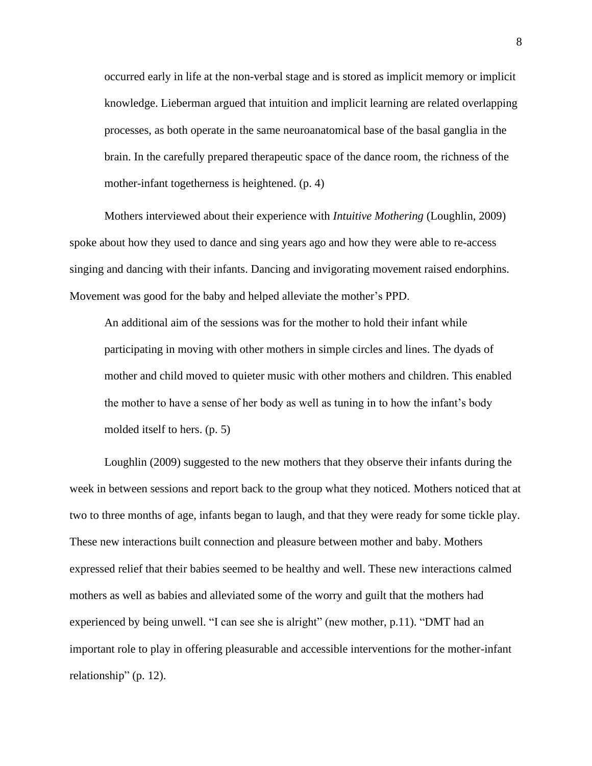> occurred early in life at the non-verbal stage and is stored as implicit memory or implicit knowledge. Lieberman argued that intuition and implicit learning are related overlapping processes, as both operate in the same neuroanatomical base of the basal ganglia in the brain. In the carefully prepared therapeutic space of the dance room, the richness of the mother-infant togetherness is heightened. (p. 4)

Mothers interviewed about their experience with *Intuitive Mothering* (Loughlin, 2009) spoke about how they used to dance and sing years ago and how they were able to re-access singing and dancing with their infants. Dancing and invigorating movement raised endorphins. Movement was good for the baby and helped alleviate the mother's PPD.

> An additional aim of the sessions was for the mother to hold their infant while participating in moving with other mothers in simple circles and lines. The dyads of mother and child moved to quieter music with other mothers and children. This enabled the mother to have a sense of her body as well as tuning in to how the infant's body molded itself to hers. (p. 5)

Loughlin (2009) suggested to the new mothers that they observe their infants during the week in between sessions and report back to the group what they noticed. Mothers noticed that at two to three months of age, infants began to laugh, and that they were ready for some tickle play. These new interactions built connection and pleasure between mother and baby. Mothers expressed relief that their babies seemed to be healthy and well. These new interactions calmed mothers as well as babies and alleviated some of the worry and guilt that the mothers had experienced by being unwell. "I can see she is alright" (new mother, p.11). "DMT had an important role to play in offering pleasurable and accessible interventions for the mother-infant relationship" (p. 12).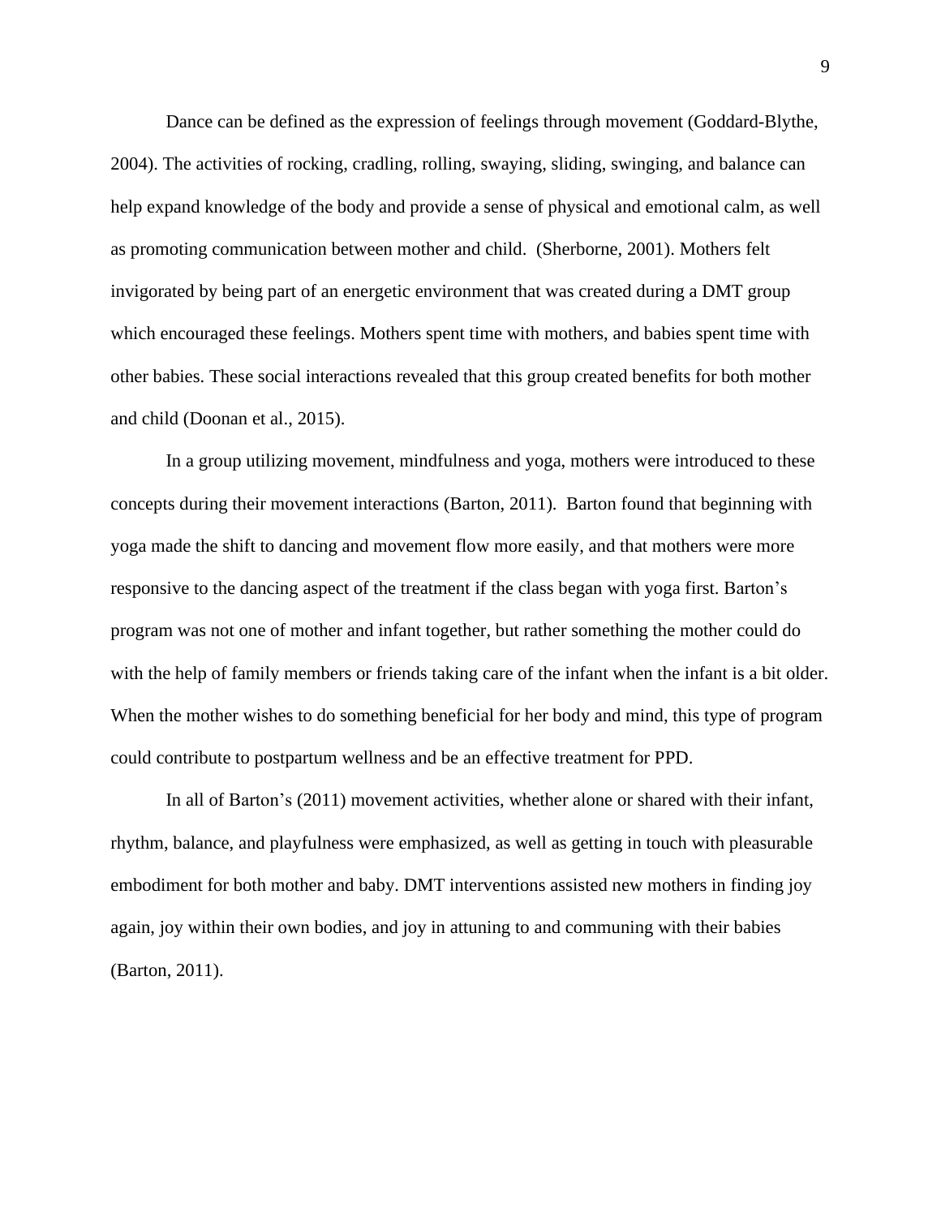Dance can be defined as the expression of feelings through movement (Goddard-Blythe, 2004). The activities of rocking, cradling, rolling, swaying, sliding, swinging, and balance can help expand knowledge of the body and provide a sense of physical and emotional calm, as well as promoting communication between mother and child. (Sherborne, 2001). Mothers felt invigorated by being part of an energetic environment that was created during a DMT group which encouraged these feelings. Mothers spent time with mothers, and babies spent time with other babies. These social interactions revealed that this group created benefits for both mother and child (Doonan et al., 2015).

In a group utilizing movement, mindfulness and yoga, mothers were introduced to these concepts during their movement interactions (Barton, 2011). Barton found that beginning with yoga made the shift to dancing and movement flow more easily, and that mothers were more responsive to the dancing aspect of the treatment if the class began with yoga first. Barton's program was not one of mother and infant together, but rather something the mother could do with the help of family members or friends taking care of the infant when the infant is a bit older. When the mother wishes to do something beneficial for her body and mind, this type of program could contribute to postpartum wellness and be an effective treatment for PPD.

In all of Barton's (2011) movement activities, whether alone or shared with their infant, rhythm, balance, and playfulness were emphasized, as well as getting in touch with pleasurable embodiment for both mother and baby. DMT interventions assisted new mothers in finding joy again, joy within their own bodies, and joy in attuning to and communing with their babies (Barton, 2011).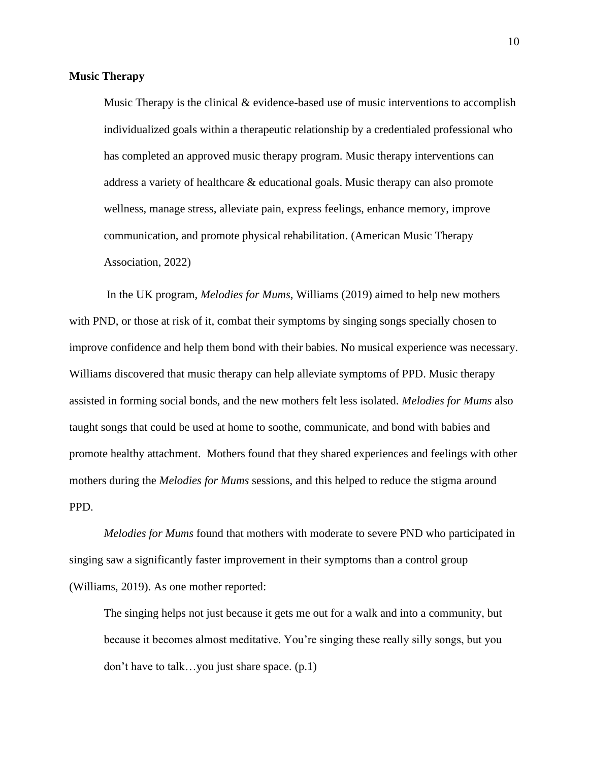**Music Therapy**

> Music Therapy is the clinical & evidence-based use of music interventions to accomplish individualized goals within a therapeutic relationship by a credentialed professional who has completed an approved music therapy program. Music therapy interventions can address a variety of healthcare & educational goals. Music therapy can also promote wellness, manage stress, alleviate pain, express feelings, enhance memory, improve communication, and promote physical rehabilitation. (American Music Therapy Association, 2022)

In the UK program, *Melodies for Mums*, Williams (2019) aimed to help new mothers with PND, or those at risk of it, combat their symptoms by singing songs specially chosen to improve confidence and help them bond with their babies. No musical experience was necessary. Williams discovered that music therapy can help alleviate symptoms of PPD. Music therapy assisted in forming social bonds, and the new mothers felt less isolated. *Melodies for Mums* also taught songs that could be used at home to soothe, communicate, and bond with babies and promote healthy attachment. Mothers found that they shared experiences and feelings with other mothers during the *Melodies for Mums* sessions, and this helped to reduce the stigma around PPD.

*Melodies for Mums* found that mothers with moderate to severe PND who participated in singing saw a significantly faster improvement in their symptoms than a control group (Williams, 2019). As one mother reported:

> The singing helps not just because it gets me out for a walk and into a community, but because it becomes almost meditative. You're singing these really silly songs, but you don't have to talk…you just share space. (p.1)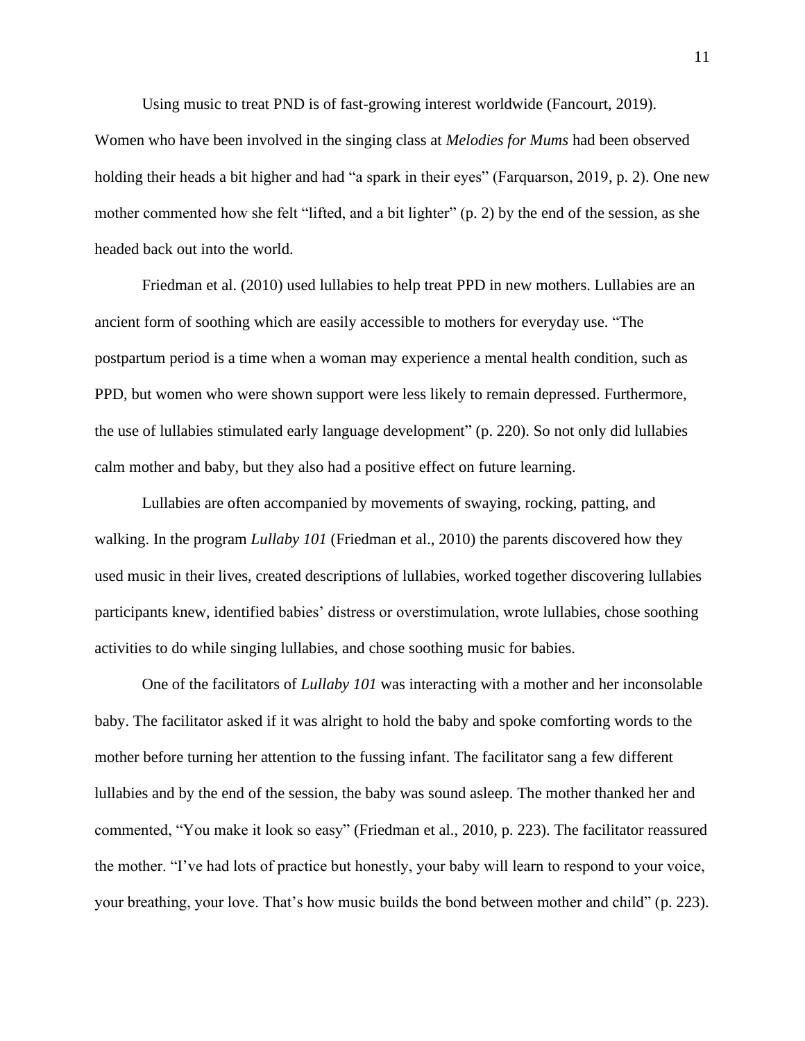Using music to treat PND is of fast-growing interest worldwide (Fancourt, 2019). Women who have been involved in the singing class at *Melodies for Mums* had been observed holding their heads a bit higher and had “a spark in their eyes” (Farquarson, 2019, p. 2). One new mother commented how she felt “lifted, and a bit lighter” (p. 2) by the end of the session, as she headed back out into the world.

Friedman et al. (2010) used lullabies to help treat PPD in new mothers. Lullabies are an ancient form of soothing which are easily accessible to mothers for everyday use. “The postpartum period is a time when a woman may experience a mental health condition, such as PPD, but women who were shown support were less likely to remain depressed. Furthermore, the use of lullabies stimulated early language development” (p. 220). So not only did lullabies calm mother and baby, but they also had a positive effect on future learning.

Lullabies are often accompanied by movements of swaying, rocking, patting, and walking. In the program *Lullaby 101* (Friedman et al., 2010) the parents discovered how they used music in their lives, created descriptions of lullabies, worked together discovering lullabies participants knew, identified babies’ distress or overstimulation, wrote lullabies, chose soothing activities to do while singing lullabies, and chose soothing music for babies.

One of the facilitators of *Lullaby 101* was interacting with a mother and her inconsolable baby. The facilitator asked if it was alright to hold the baby and spoke comforting words to the mother before turning her attention to the fussing infant. The facilitator sang a few different lullabies and by the end of the session, the baby was sound asleep. The mother thanked her and commented, “You make it look so easy” (Friedman et al., 2010, p. 223). The facilitator reassured the mother. “I’ve had lots of practice but honestly, your baby will learn to respond to your voice, your breathing, your love. That’s how music builds the bond between mother and child” (p. 223).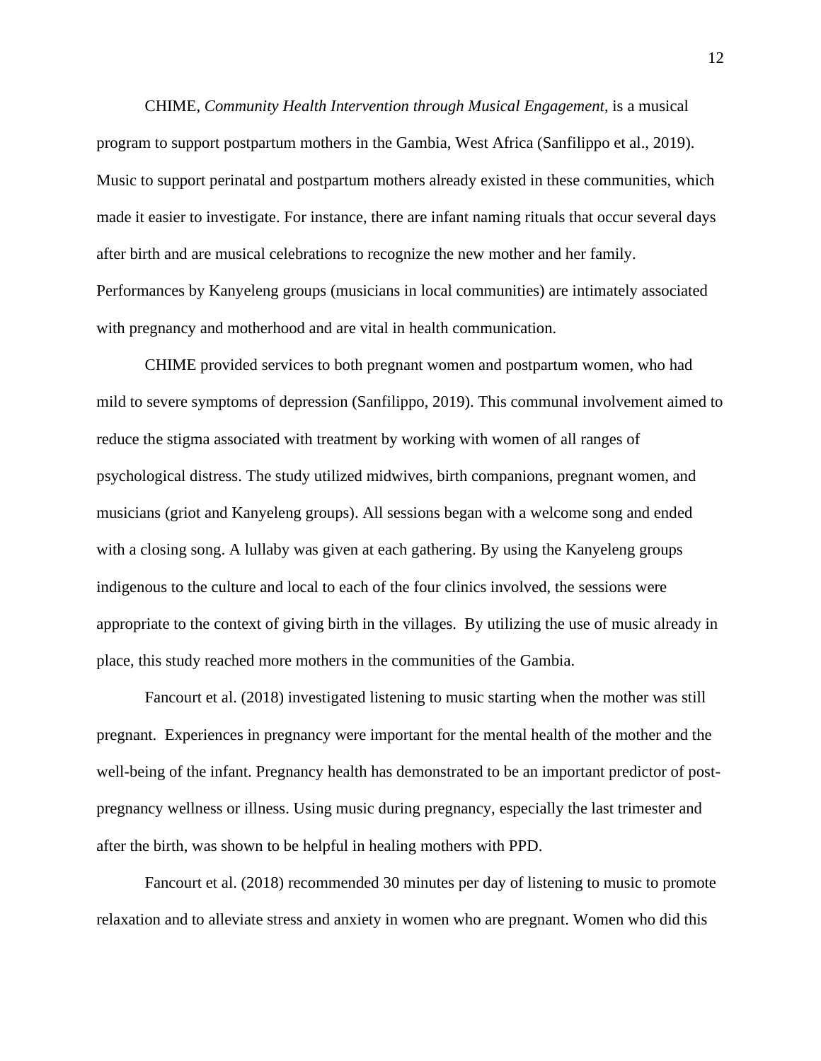CHIME, *Community Health Intervention through Musical Engagement*, is a musical program to support postpartum mothers in the Gambia, West Africa (Sanfilippo et al., 2019). Music to support perinatal and postpartum mothers already existed in these communities, which made it easier to investigate. For instance, there are infant naming rituals that occur several days after birth and are musical celebrations to recognize the new mother and her family. Performances by Kanyeleng groups (musicians in local communities) are intimately associated with pregnancy and motherhood and are vital in health communication.

CHIME provided services to both pregnant women and postpartum women, who had mild to severe symptoms of depression (Sanfilippo, 2019). This communal involvement aimed to reduce the stigma associated with treatment by working with women of all ranges of psychological distress. The study utilized midwives, birth companions, pregnant women, and musicians (griot and Kanyeleng groups). All sessions began with a welcome song and ended with a closing song. A lullaby was given at each gathering. By using the Kanyeleng groups indigenous to the culture and local to each of the four clinics involved, the sessions were appropriate to the context of giving birth in the villages. By utilizing the use of music already in place, this study reached more mothers in the communities of the Gambia.

Fancourt et al. (2018) investigated listening to music starting when the mother was still pregnant. Experiences in pregnancy were important for the mental health of the mother and the well-being of the infant. Pregnancy health has demonstrated to be an important predictor of post-pregnancy wellness or illness. Using music during pregnancy, especially the last trimester and after the birth, was shown to be helpful in healing mothers with PPD.

Fancourt et al. (2018) recommended 30 minutes per day of listening to music to promote relaxation and to alleviate stress and anxiety in women who are pregnant. Women who did this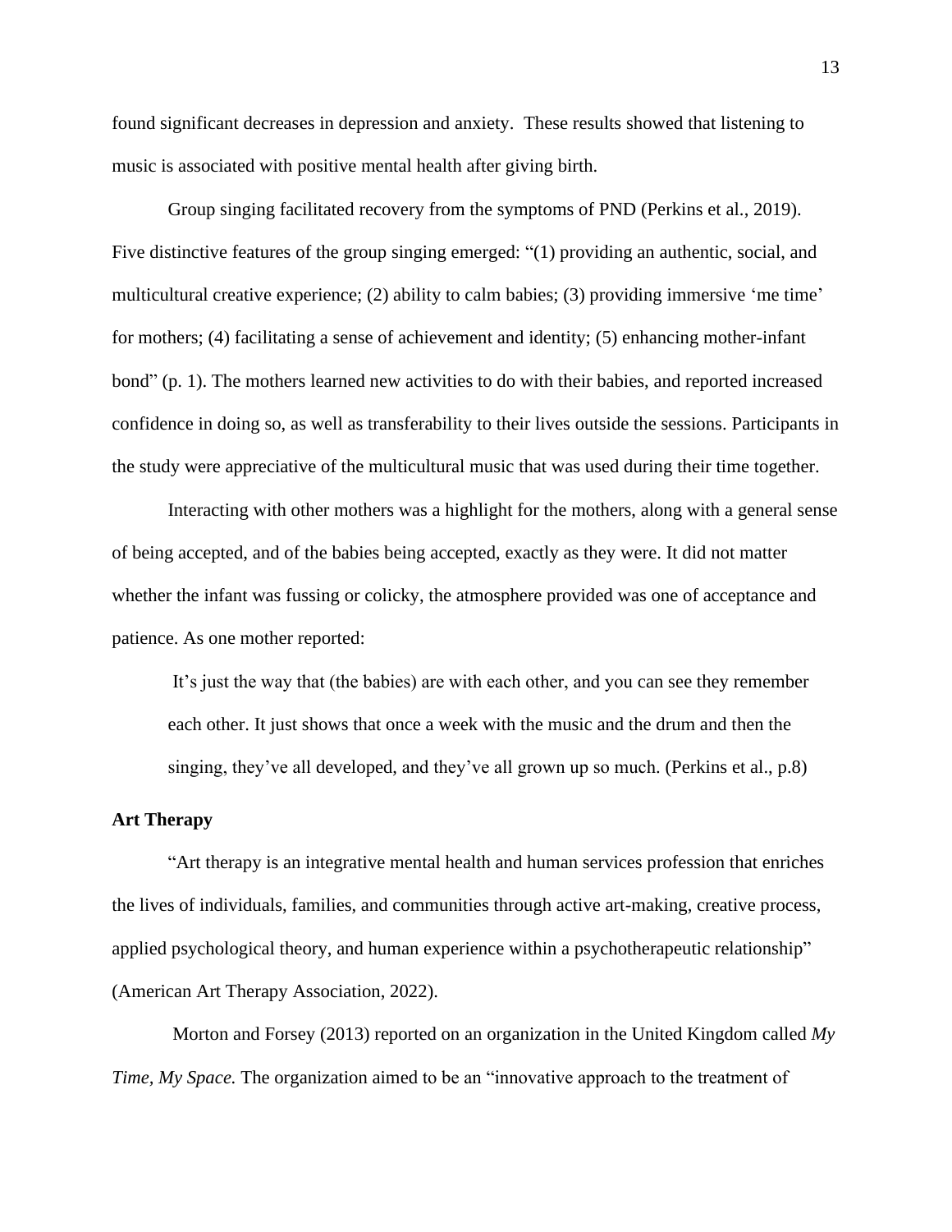found significant decreases in depression and anxiety. These results showed that listening to music is associated with positive mental health after giving birth.

Group singing facilitated recovery from the symptoms of PND (Perkins et al., 2019). Five distinctive features of the group singing emerged: "(1) providing an authentic, social, and multicultural creative experience; (2) ability to calm babies; (3) providing immersive 'me time' for mothers; (4) facilitating a sense of achievement and identity; (5) enhancing mother-infant bond" (p. 1). The mothers learned new activities to do with their babies, and reported increased confidence in doing so, as well as transferability to their lives outside the sessions. Participants in the study were appreciative of the multicultural music that was used during their time together.

Interacting with other mothers was a highlight for the mothers, along with a general sense of being accepted, and of the babies being accepted, exactly as they were. It did not matter whether the infant was fussing or colicky, the atmosphere provided was one of acceptance and patience. As one mother reported:

> It's just the way that (the babies) are with each other, and you can see they remember each other. It just shows that once a week with the music and the drum and then the singing, they've all developed, and they've all grown up so much. (Perkins et al., p.8)

**Art Therapy**

"Art therapy is an integrative mental health and human services profession that enriches the lives of individuals, families, and communities through active art-making, creative process, applied psychological theory, and human experience within a psychotherapeutic relationship" (American Art Therapy Association, 2022).

Morton and Forsey (2013) reported on an organization in the United Kingdom called *My Time, My Space.* The organization aimed to be an "innovative approach to the treatment of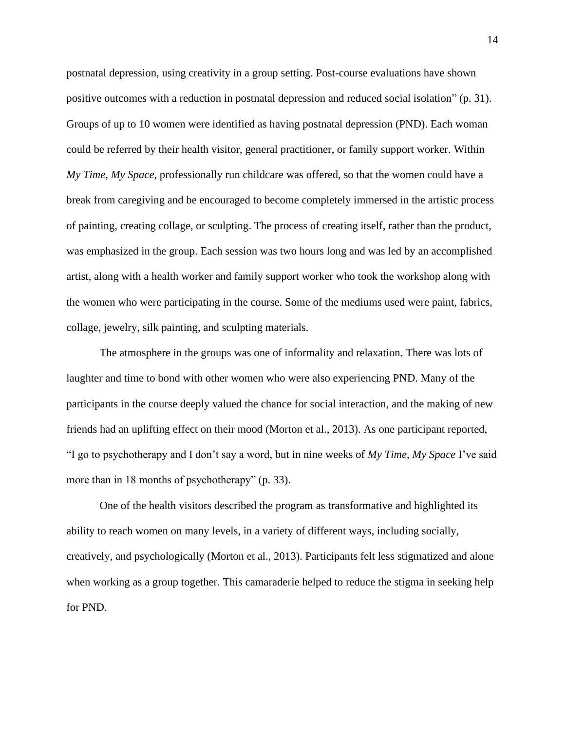postnatal depression, using creativity in a group setting. Post-course evaluations have shown positive outcomes with a reduction in postnatal depression and reduced social isolation" (p. 31). Groups of up to 10 women were identified as having postnatal depression (PND). Each woman could be referred by their health visitor, general practitioner, or family support worker. Within *My Time, My Space*, professionally run childcare was offered, so that the women could have a break from caregiving and be encouraged to become completely immersed in the artistic process of painting, creating collage, or sculpting. The process of creating itself, rather than the product, was emphasized in the group. Each session was two hours long and was led by an accomplished artist, along with a health worker and family support worker who took the workshop along with the women who were participating in the course. Some of the mediums used were paint, fabrics, collage, jewelry, silk painting, and sculpting materials.

The atmosphere in the groups was one of informality and relaxation. There was lots of laughter and time to bond with other women who were also experiencing PND. Many of the participants in the course deeply valued the chance for social interaction, and the making of new friends had an uplifting effect on their mood (Morton et al., 2013). As one participant reported, "I go to psychotherapy and I don't say a word, but in nine weeks of *My Time, My Space* I've said more than in 18 months of psychotherapy" (p. 33).

One of the health visitors described the program as transformative and highlighted its ability to reach women on many levels, in a variety of different ways, including socially, creatively, and psychologically (Morton et al., 2013). Participants felt less stigmatized and alone when working as a group together. This camaraderie helped to reduce the stigma in seeking help for PND.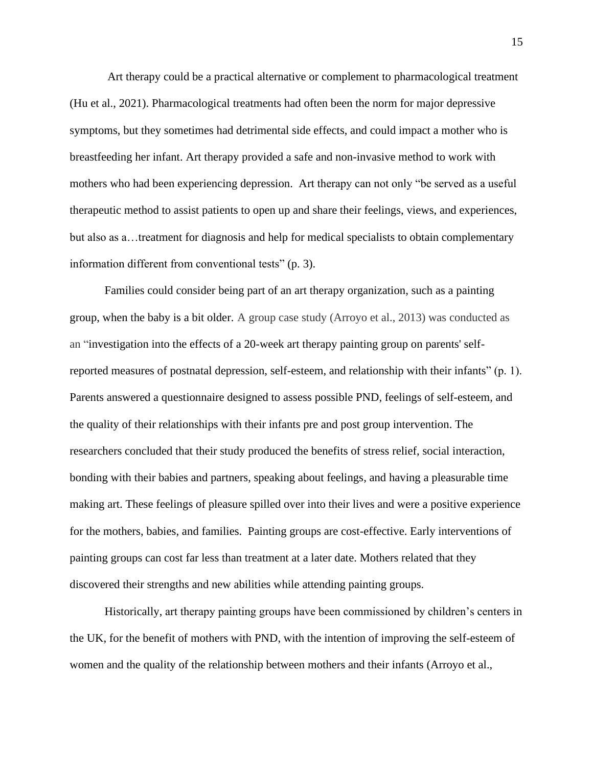Art therapy could be a practical alternative or complement to pharmacological treatment (Hu et al., 2021). Pharmacological treatments had often been the norm for major depressive symptoms, but they sometimes had detrimental side effects, and could impact a mother who is breastfeeding her infant. Art therapy provided a safe and non-invasive method to work with mothers who had been experiencing depression. Art therapy can not only "be served as a useful therapeutic method to assist patients to open up and share their feelings, views, and experiences, but also as a…treatment for diagnosis and help for medical specialists to obtain complementary information different from conventional tests" (p. 3).

Families could consider being part of an art therapy organization, such as a painting group, when the baby is a bit older. A group case study (Arroyo et al., 2013) was conducted as an "investigation into the effects of a 20-week art therapy painting group on parents' self-reported measures of postnatal depression, self-esteem, and relationship with their infants" (p. 1). Parents answered a questionnaire designed to assess possible PND, feelings of self-esteem, and the quality of their relationships with their infants pre and post group intervention. The researchers concluded that their study produced the benefits of stress relief, social interaction, bonding with their babies and partners, speaking about feelings, and having a pleasurable time making art. These feelings of pleasure spilled over into their lives and were a positive experience for the mothers, babies, and families. Painting groups are cost-effective. Early interventions of painting groups can cost far less than treatment at a later date. Mothers related that they discovered their strengths and new abilities while attending painting groups.

Historically, art therapy painting groups have been commissioned by children's centers in the UK, for the benefit of mothers with PND, with the intention of improving the self-esteem of women and the quality of the relationship between mothers and their infants (Arroyo et al.,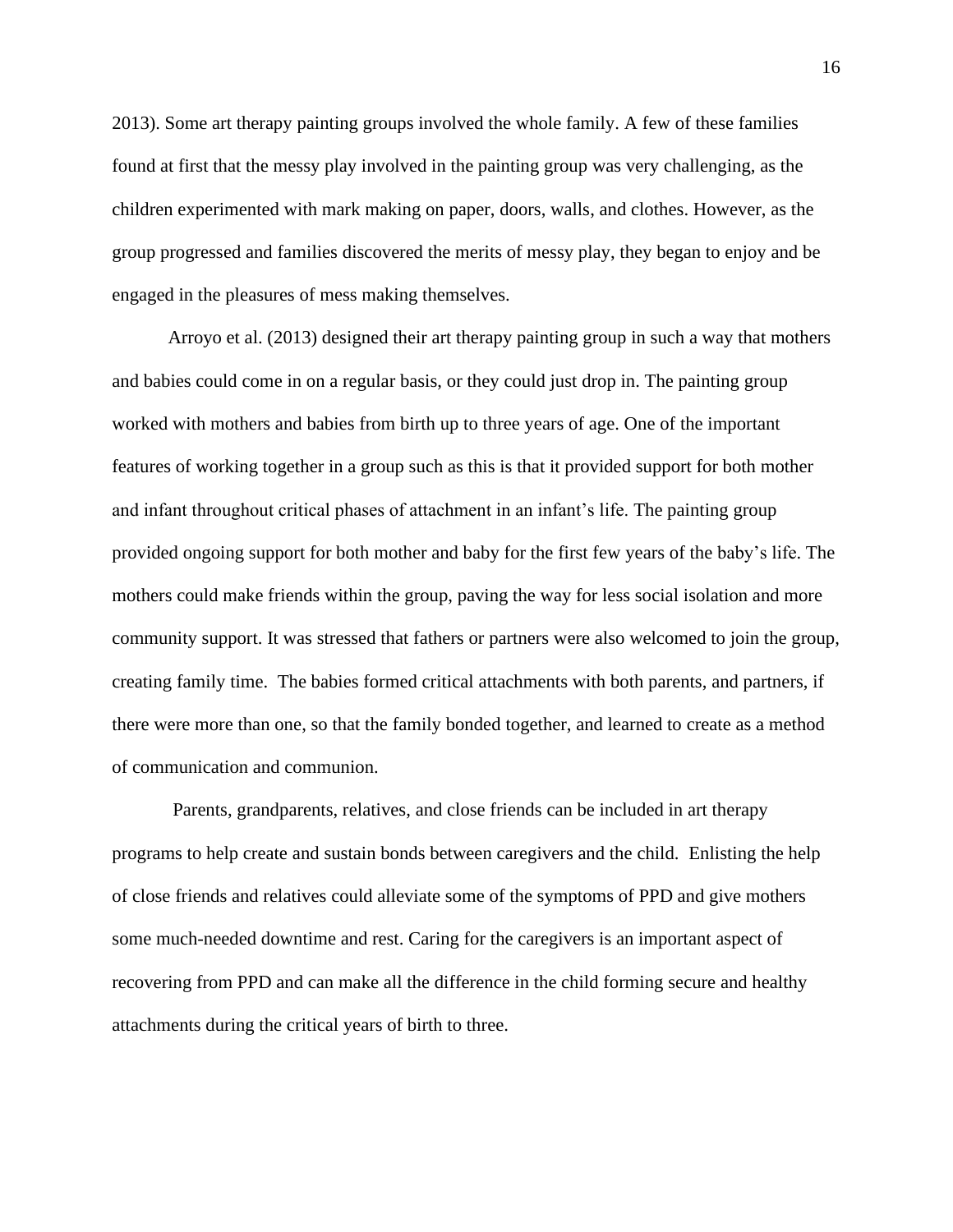2013). Some art therapy painting groups involved the whole family. A few of these families found at first that the messy play involved in the painting group was very challenging, as the children experimented with mark making on paper, doors, walls, and clothes. However, as the group progressed and families discovered the merits of messy play, they began to enjoy and be engaged in the pleasures of mess making themselves.

Arroyo et al. (2013) designed their art therapy painting group in such a way that mothers and babies could come in on a regular basis, or they could just drop in. The painting group worked with mothers and babies from birth up to three years of age. One of the important features of working together in a group such as this is that it provided support for both mother and infant throughout critical phases of attachment in an infant's life. The painting group provided ongoing support for both mother and baby for the first few years of the baby's life. The mothers could make friends within the group, paving the way for less social isolation and more community support. It was stressed that fathers or partners were also welcomed to join the group, creating family time. The babies formed critical attachments with both parents, and partners, if there were more than one, so that the family bonded together, and learned to create as a method of communication and communion.

Parents, grandparents, relatives, and close friends can be included in art therapy programs to help create and sustain bonds between caregivers and the child. Enlisting the help of close friends and relatives could alleviate some of the symptoms of PPD and give mothers some much-needed downtime and rest. Caring for the caregivers is an important aspect of recovering from PPD and can make all the difference in the child forming secure and healthy attachments during the critical years of birth to three.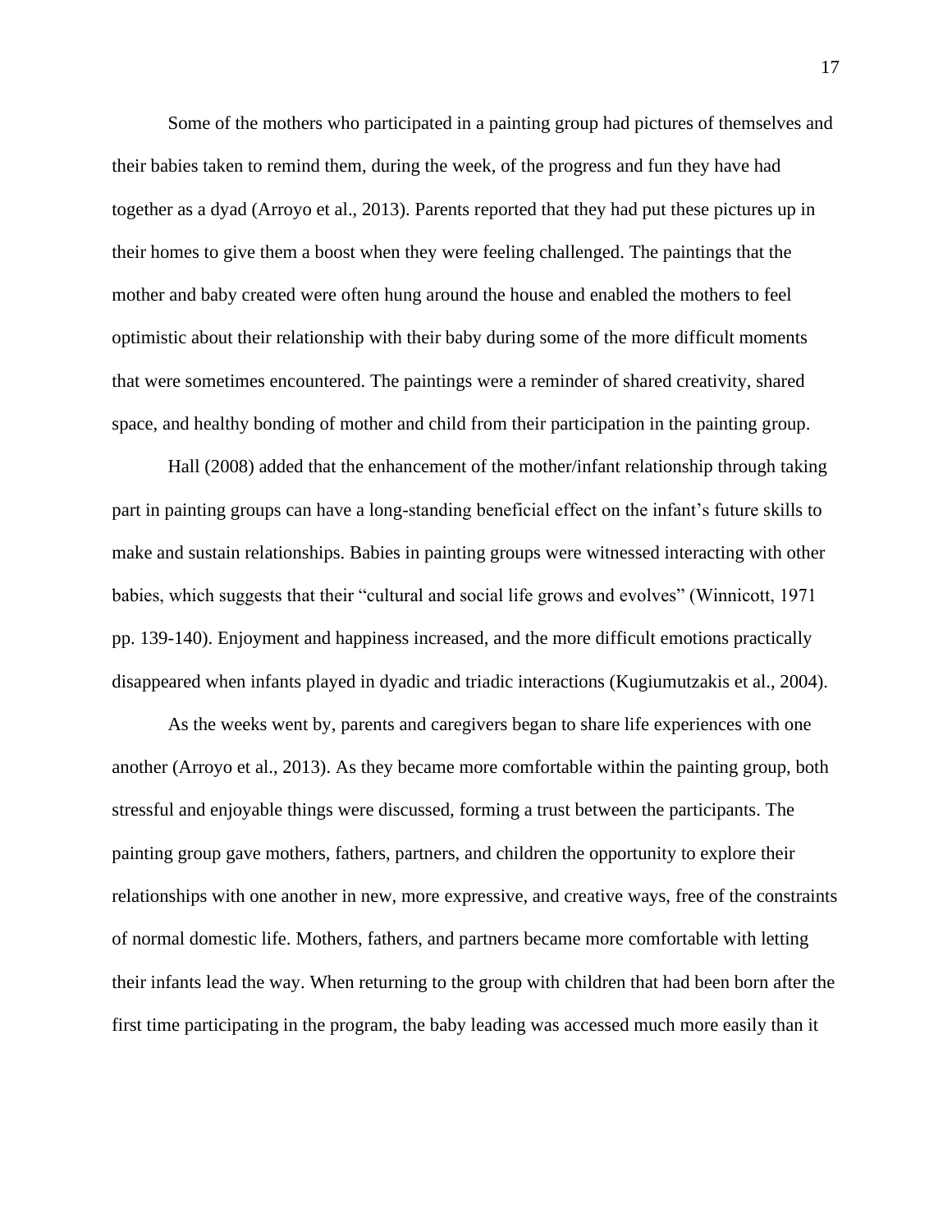Some of the mothers who participated in a painting group had pictures of themselves and their babies taken to remind them, during the week, of the progress and fun they have had together as a dyad (Arroyo et al., 2013). Parents reported that they had put these pictures up in their homes to give them a boost when they were feeling challenged. The paintings that the mother and baby created were often hung around the house and enabled the mothers to feel optimistic about their relationship with their baby during some of the more difficult moments that were sometimes encountered. The paintings were a reminder of shared creativity, shared space, and healthy bonding of mother and child from their participation in the painting group.

Hall (2008) added that the enhancement of the mother/infant relationship through taking part in painting groups can have a long-standing beneficial effect on the infant's future skills to make and sustain relationships. Babies in painting groups were witnessed interacting with other babies, which suggests that their "cultural and social life grows and evolves" (Winnicott, 1971 pp. 139-140). Enjoyment and happiness increased, and the more difficult emotions practically disappeared when infants played in dyadic and triadic interactions (Kugiumutzakis et al., 2004).

As the weeks went by, parents and caregivers began to share life experiences with one another (Arroyo et al., 2013). As they became more comfortable within the painting group, both stressful and enjoyable things were discussed, forming a trust between the participants. The painting group gave mothers, fathers, partners, and children the opportunity to explore their relationships with one another in new, more expressive, and creative ways, free of the constraints of normal domestic life. Mothers, fathers, and partners became more comfortable with letting their infants lead the way. When returning to the group with children that had been born after the first time participating in the program, the baby leading was accessed much more easily than it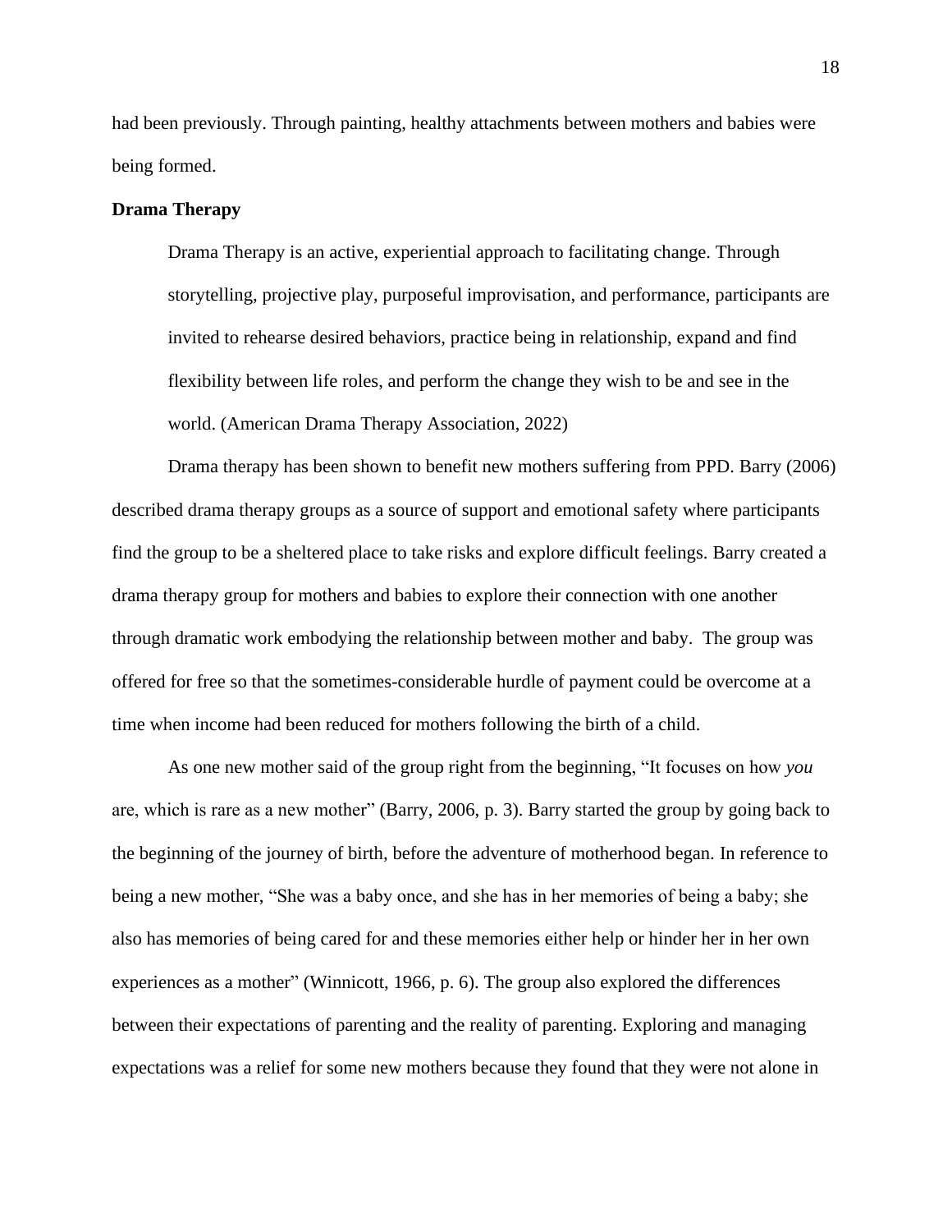had been previously. Through painting, healthy attachments between mothers and babies were being formed.

**Drama Therapy**

> Drama Therapy is an active, experiential approach to facilitating change. Through storytelling, projective play, purposeful improvisation, and performance, participants are invited to rehearse desired behaviors, practice being in relationship, expand and find flexibility between life roles, and perform the change they wish to be and see in the world. (American Drama Therapy Association, 2022)

Drama therapy has been shown to benefit new mothers suffering from PPD. Barry (2006) described drama therapy groups as a source of support and emotional safety where participants find the group to be a sheltered place to take risks and explore difficult feelings. Barry created a drama therapy group for mothers and babies to explore their connection with one another through dramatic work embodying the relationship between mother and baby. The group was offered for free so that the sometimes-considerable hurdle of payment could be overcome at a time when income had been reduced for mothers following the birth of a child.

As one new mother said of the group right from the beginning, "It focuses on how *you* are, which is rare as a new mother" (Barry, 2006, p. 3). Barry started the group by going back to the beginning of the journey of birth, before the adventure of motherhood began. In reference to being a new mother, "She was a baby once, and she has in her memories of being a baby; she also has memories of being cared for and these memories either help or hinder her in her own experiences as a mother" (Winnicott, 1966, p. 6). The group also explored the differences between their expectations of parenting and the reality of parenting. Exploring and managing expectations was a relief for some new mothers because they found that they were not alone in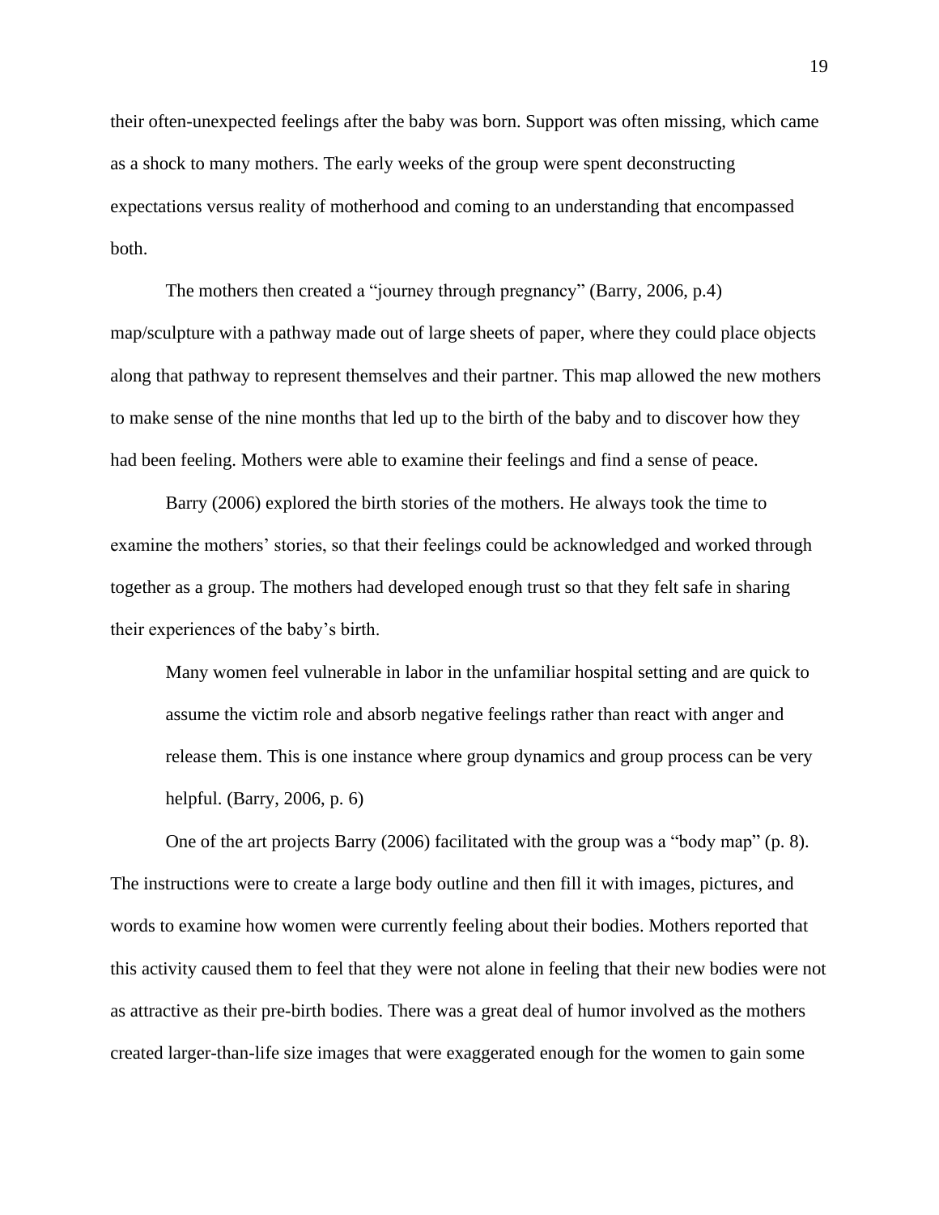their often-unexpected feelings after the baby was born. Support was often missing, which came as a shock to many mothers. The early weeks of the group were spent deconstructing expectations versus reality of motherhood and coming to an understanding that encompassed both.

The mothers then created a "journey through pregnancy" (Barry, 2006, p.4) map/sculpture with a pathway made out of large sheets of paper, where they could place objects along that pathway to represent themselves and their partner. This map allowed the new mothers to make sense of the nine months that led up to the birth of the baby and to discover how they had been feeling. Mothers were able to examine their feelings and find a sense of peace.

Barry (2006) explored the birth stories of the mothers. He always took the time to examine the mothers' stories, so that their feelings could be acknowledged and worked through together as a group. The mothers had developed enough trust so that they felt safe in sharing their experiences of the baby's birth.

> Many women feel vulnerable in labor in the unfamiliar hospital setting and are quick to assume the victim role and absorb negative feelings rather than react with anger and release them. This is one instance where group dynamics and group process can be very helpful. (Barry, 2006, p. 6)

One of the art projects Barry (2006) facilitated with the group was a "body map" (p. 8). The instructions were to create a large body outline and then fill it with images, pictures, and words to examine how women were currently feeling about their bodies. Mothers reported that this activity caused them to feel that they were not alone in feeling that their new bodies were not as attractive as their pre-birth bodies. There was a great deal of humor involved as the mothers created larger-than-life size images that were exaggerated enough for the women to gain some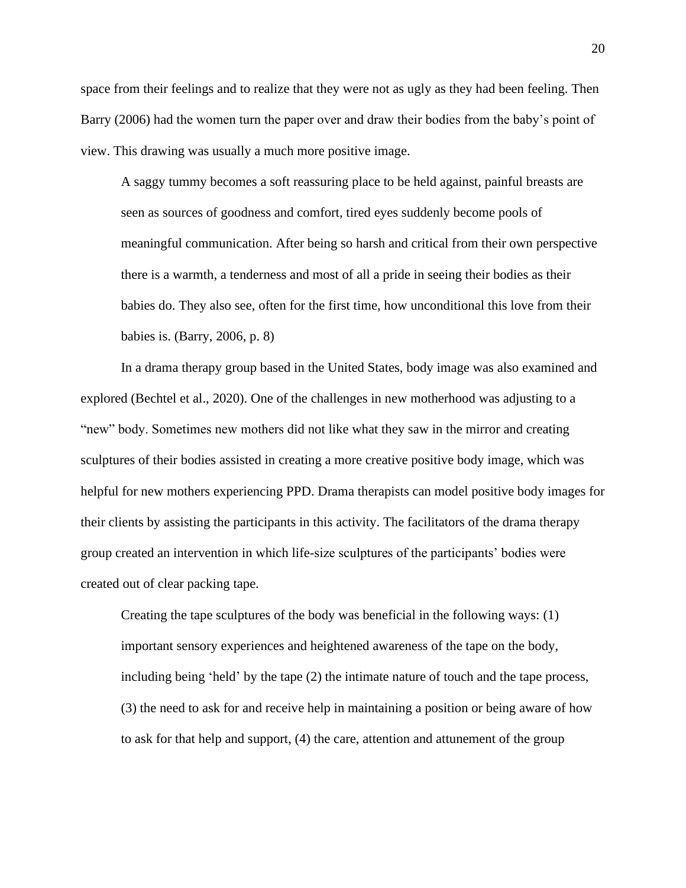space from their feelings and to realize that they were not as ugly as they had been feeling. Then Barry (2006) had the women turn the paper over and draw their bodies from the baby's point of view. This drawing was usually a much more positive image.

> A saggy tummy becomes a soft reassuring place to be held against, painful breasts are seen as sources of goodness and comfort, tired eyes suddenly become pools of meaningful communication. After being so harsh and critical from their own perspective there is a warmth, a tenderness and most of all a pride in seeing their bodies as their babies do. They also see, often for the first time, how unconditional this love from their babies is. (Barry, 2006, p. 8)

In a drama therapy group based in the United States, body image was also examined and explored (Bechtel et al., 2020). One of the challenges in new motherhood was adjusting to a "new" body. Sometimes new mothers did not like what they saw in the mirror and creating sculptures of their bodies assisted in creating a more creative positive body image, which was helpful for new mothers experiencing PPD. Drama therapists can model positive body images for their clients by assisting the participants in this activity. The facilitators of the drama therapy group created an intervention in which life-size sculptures of the participants' bodies were created out of clear packing tape.

> Creating the tape sculptures of the body was beneficial in the following ways: (1) important sensory experiences and heightened awareness of the tape on the body, including being 'held' by the tape (2) the intimate nature of touch and the tape process, (3) the need to ask for and receive help in maintaining a position or being aware of how to ask for that help and support, (4) the care, attention and attunement of the group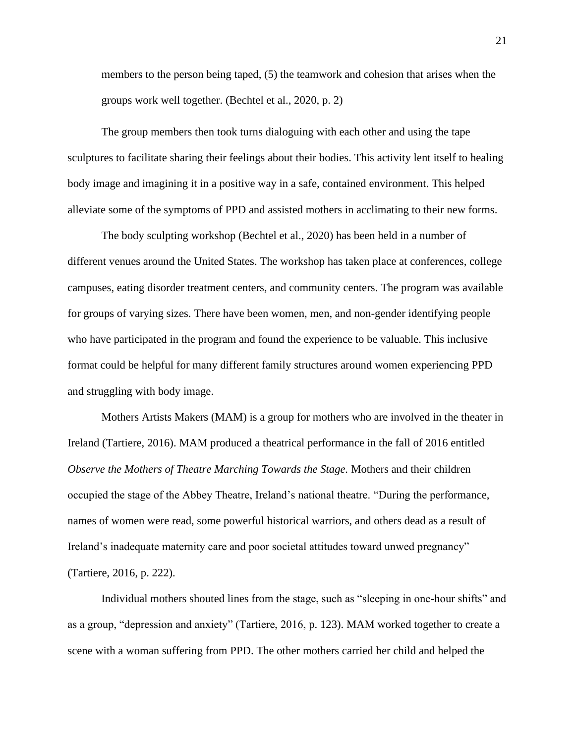members to the person being taped, (5) the teamwork and cohesion that arises when the groups work well together. (Bechtel et al., 2020, p. 2)

The group members then took turns dialoguing with each other and using the tape sculptures to facilitate sharing their feelings about their bodies. This activity lent itself to healing body image and imagining it in a positive way in a safe, contained environment. This helped alleviate some of the symptoms of PPD and assisted mothers in acclimating to their new forms.

The body sculpting workshop (Bechtel et al., 2020) has been held in a number of different venues around the United States. The workshop has taken place at conferences, college campuses, eating disorder treatment centers, and community centers. The program was available for groups of varying sizes. There have been women, men, and non-gender identifying people who have participated in the program and found the experience to be valuable. This inclusive format could be helpful for many different family structures around women experiencing PPD and struggling with body image.

Mothers Artists Makers (MAM) is a group for mothers who are involved in the theater in Ireland (Tartiere, 2016). MAM produced a theatrical performance in the fall of 2016 entitled *Observe the Mothers of Theatre Marching Towards the Stage.* Mothers and their children occupied the stage of the Abbey Theatre, Ireland's national theatre. "During the performance, names of women were read, some powerful historical warriors, and others dead as a result of Ireland's inadequate maternity care and poor societal attitudes toward unwed pregnancy" (Tartiere, 2016, p. 222).

Individual mothers shouted lines from the stage, such as "sleeping in one-hour shifts" and as a group, "depression and anxiety" (Tartiere, 2016, p. 123). MAM worked together to create a scene with a woman suffering from PPD. The other mothers carried her child and helped the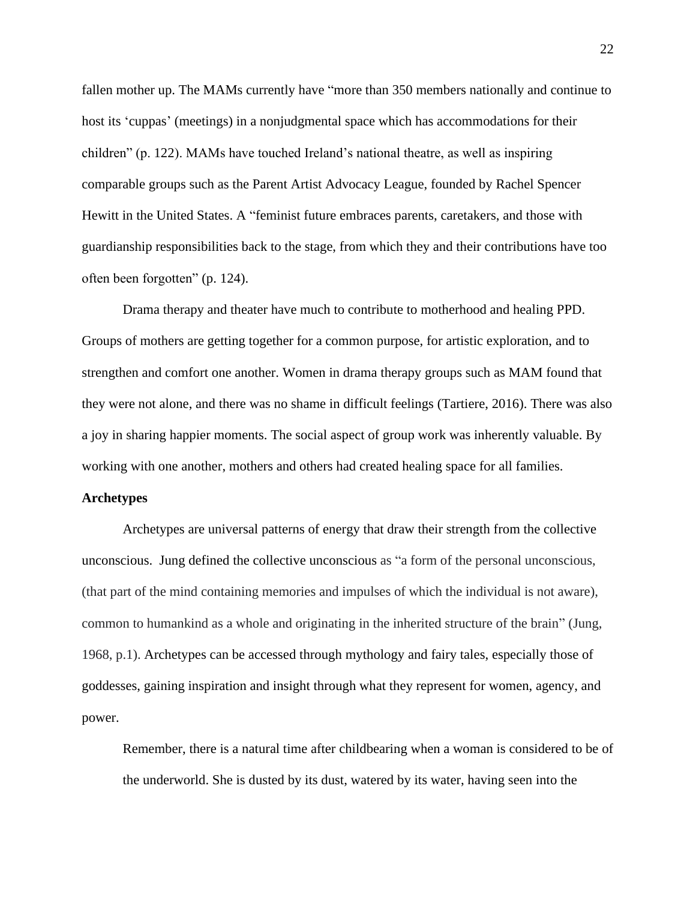fallen mother up. The MAMs currently have “more than 350 members nationally and continue to host its ‘cuppas’ (meetings) in a nonjudgmental space which has accommodations for their children” (p. 122). MAMs have touched Ireland’s national theatre, as well as inspiring comparable groups such as the Parent Artist Advocacy League, founded by Rachel Spencer Hewitt in the United States. A “feminist future embraces parents, caretakers, and those with guardianship responsibilities back to the stage, from which they and their contributions have too often been forgotten” (p. 124).

Drama therapy and theater have much to contribute to motherhood and healing PPD. Groups of mothers are getting together for a common purpose, for artistic exploration, and to strengthen and comfort one another. Women in drama therapy groups such as MAM found that they were not alone, and there was no shame in difficult feelings (Tartiere, 2016). There was also a joy in sharing happier moments. The social aspect of group work was inherently valuable. By working with one another, mothers and others had created healing space for all families.

**Archetypes**

Archetypes are universal patterns of energy that draw their strength from the collective unconscious. Jung defined the collective unconscious as “a form of the personal unconscious, (that part of the mind containing memories and impulses of which the individual is not aware), common to humankind as a whole and originating in the inherited structure of the brain” (Jung, 1968, p.1). Archetypes can be accessed through mythology and fairy tales, especially those of goddesses, gaining inspiration and insight through what they represent for women, agency, and power.

> Remember, there is a natural time after childbearing when a woman is considered to be of the underworld. She is dusted by its dust, watered by its water, having seen into the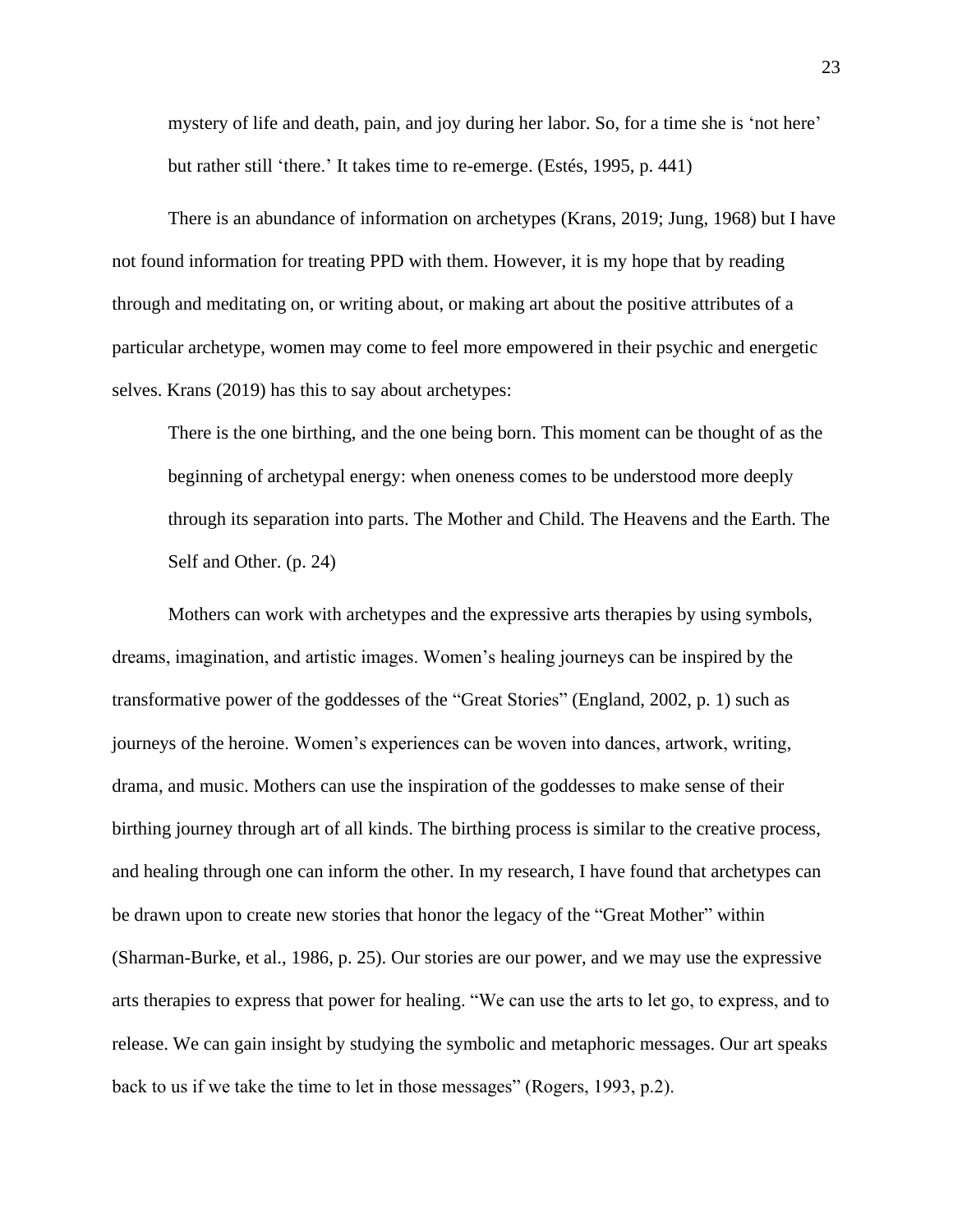> mystery of life and death, pain, and joy during her labor. So, for a time she is 'not here' but rather still 'there.' It takes time to re-emerge. (Estés, 1995, p. 441)

There is an abundance of information on archetypes (Krans, 2019; Jung, 1968) but I have not found information for treating PPD with them. However, it is my hope that by reading through and meditating on, or writing about, or making art about the positive attributes of a particular archetype, women may come to feel more empowered in their psychic and energetic selves. Krans (2019) has this to say about archetypes:

> There is the one birthing, and the one being born. This moment can be thought of as the beginning of archetypal energy: when oneness comes to be understood more deeply through its separation into parts. The Mother and Child. The Heavens and the Earth. The Self and Other. (p. 24)

Mothers can work with archetypes and the expressive arts therapies by using symbols, dreams, imagination, and artistic images. Women's healing journeys can be inspired by the transformative power of the goddesses of the "Great Stories" (England, 2002, p. 1) such as journeys of the heroine. Women's experiences can be woven into dances, artwork, writing, drama, and music. Mothers can use the inspiration of the goddesses to make sense of their birthing journey through art of all kinds. The birthing process is similar to the creative process, and healing through one can inform the other. In my research, I have found that archetypes can be drawn upon to create new stories that honor the legacy of the "Great Mother" within (Sharman-Burke, et al., 1986, p. 25). Our stories are our power, and we may use the expressive arts therapies to express that power for healing. "We can use the arts to let go, to express, and to release. We can gain insight by studying the symbolic and metaphoric messages. Our art speaks back to us if we take the time to let in those messages" (Rogers, 1993, p.2).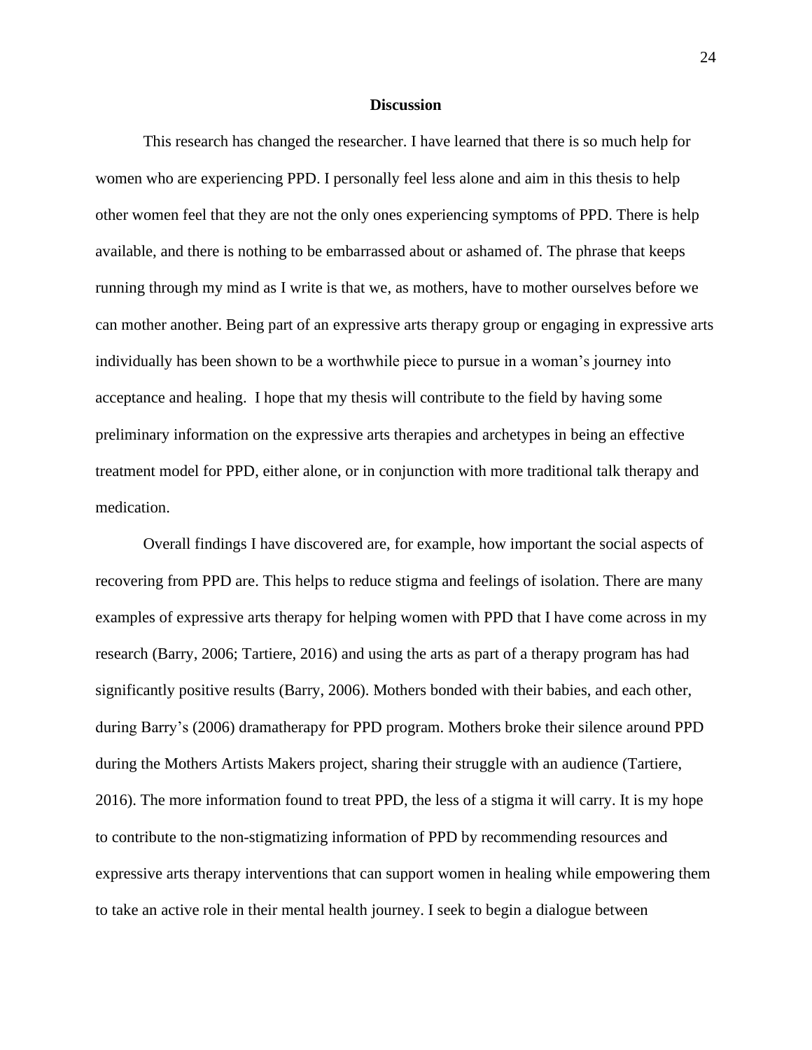## Discussion

This research has changed the researcher. I have learned that there is so much help for women who are experiencing PPD. I personally feel less alone and aim in this thesis to help other women feel that they are not the only ones experiencing symptoms of PPD. There is help available, and there is nothing to be embarrassed about or ashamed of. The phrase that keeps running through my mind as I write is that we, as mothers, have to mother ourselves before we can mother another. Being part of an expressive arts therapy group or engaging in expressive arts individually has been shown to be a worthwhile piece to pursue in a woman's journey into acceptance and healing.  I hope that my thesis will contribute to the field by having some preliminary information on the expressive arts therapies and archetypes in being an effective treatment model for PPD, either alone, or in conjunction with more traditional talk therapy and medication.

Overall findings I have discovered are, for example, how important the social aspects of recovering from PPD are. This helps to reduce stigma and feelings of isolation. There are many examples of expressive arts therapy for helping women with PPD that I have come across in my research (Barry, 2006; Tartiere, 2016) and using the arts as part of a therapy program has had significantly positive results (Barry, 2006). Mothers bonded with their babies, and each other, during Barry's (2006) dramatherapy for PPD program. Mothers broke their silence around PPD during the Mothers Artists Makers project, sharing their struggle with an audience (Tartiere, 2016). The more information found to treat PPD, the less of a stigma it will carry. It is my hope to contribute to the non-stigmatizing information of PPD by recommending resources and expressive arts therapy interventions that can support women in healing while empowering them to take an active role in their mental health journey. I seek to begin a dialogue between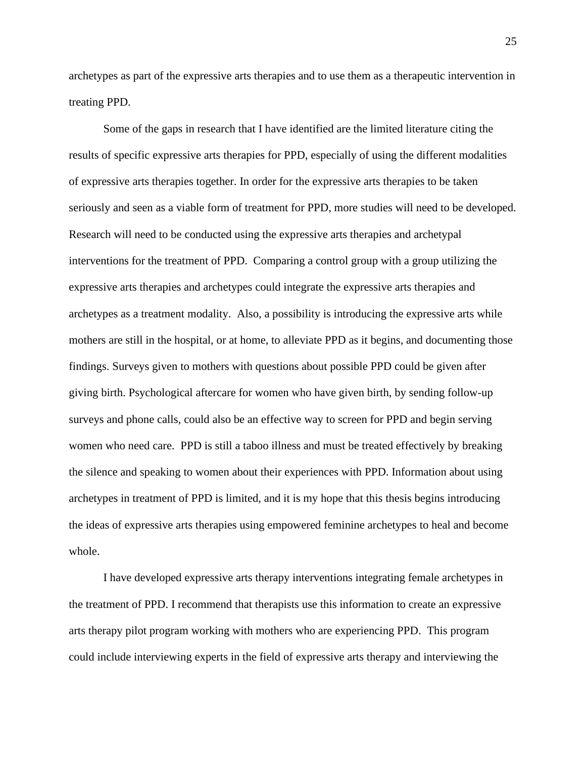archetypes as part of the expressive arts therapies and to use them as a therapeutic intervention in treating PPD.

Some of the gaps in research that I have identified are the limited literature citing the results of specific expressive arts therapies for PPD, especially of using the different modalities of expressive arts therapies together. In order for the expressive arts therapies to be taken seriously and seen as a viable form of treatment for PPD, more studies will need to be developed. Research will need to be conducted using the expressive arts therapies and archetypal interventions for the treatment of PPD. Comparing a control group with a group utilizing the expressive arts therapies and archetypes could integrate the expressive arts therapies and archetypes as a treatment modality. Also, a possibility is introducing the expressive arts while mothers are still in the hospital, or at home, to alleviate PPD as it begins, and documenting those findings. Surveys given to mothers with questions about possible PPD could be given after giving birth. Psychological aftercare for women who have given birth, by sending follow-up surveys and phone calls, could also be an effective way to screen for PPD and begin serving women who need care. PPD is still a taboo illness and must be treated effectively by breaking the silence and speaking to women about their experiences with PPD. Information about using archetypes in treatment of PPD is limited, and it is my hope that this thesis begins introducing the ideas of expressive arts therapies using empowered feminine archetypes to heal and become whole.

I have developed expressive arts therapy interventions integrating female archetypes in the treatment of PPD. I recommend that therapists use this information to create an expressive arts therapy pilot program working with mothers who are experiencing PPD. This program could include interviewing experts in the field of expressive arts therapy and interviewing the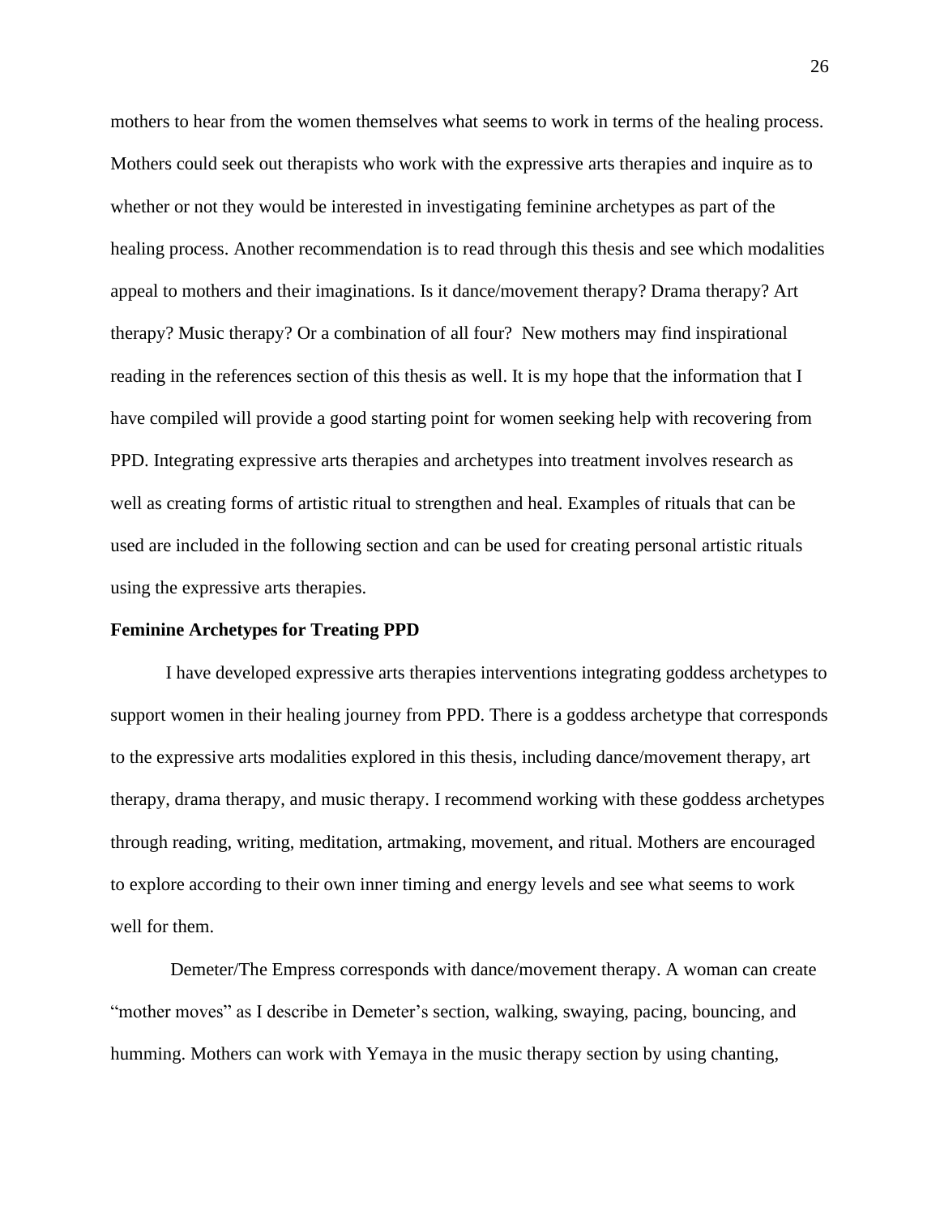mothers to hear from the women themselves what seems to work in terms of the healing process. Mothers could seek out therapists who work with the expressive arts therapies and inquire as to whether or not they would be interested in investigating feminine archetypes as part of the healing process. Another recommendation is to read through this thesis and see which modalities appeal to mothers and their imaginations. Is it dance/movement therapy? Drama therapy? Art therapy? Music therapy? Or a combination of all four? New mothers may find inspirational reading in the references section of this thesis as well. It is my hope that the information that I have compiled will provide a good starting point for women seeking help with recovering from PPD. Integrating expressive arts therapies and archetypes into treatment involves research as well as creating forms of artistic ritual to strengthen and heal. Examples of rituals that can be used are included in the following section and can be used for creating personal artistic rituals using the expressive arts therapies.

**Feminine Archetypes for Treating PPD**

I have developed expressive arts therapies interventions integrating goddess archetypes to support women in their healing journey from PPD. There is a goddess archetype that corresponds to the expressive arts modalities explored in this thesis, including dance/movement therapy, art therapy, drama therapy, and music therapy. I recommend working with these goddess archetypes through reading, writing, meditation, artmaking, movement, and ritual. Mothers are encouraged to explore according to their own inner timing and energy levels and see what seems to work well for them.

Demeter/The Empress corresponds with dance/movement therapy. A woman can create "mother moves" as I describe in Demeter's section, walking, swaying, pacing, bouncing, and humming. Mothers can work with Yemaya in the music therapy section by using chanting,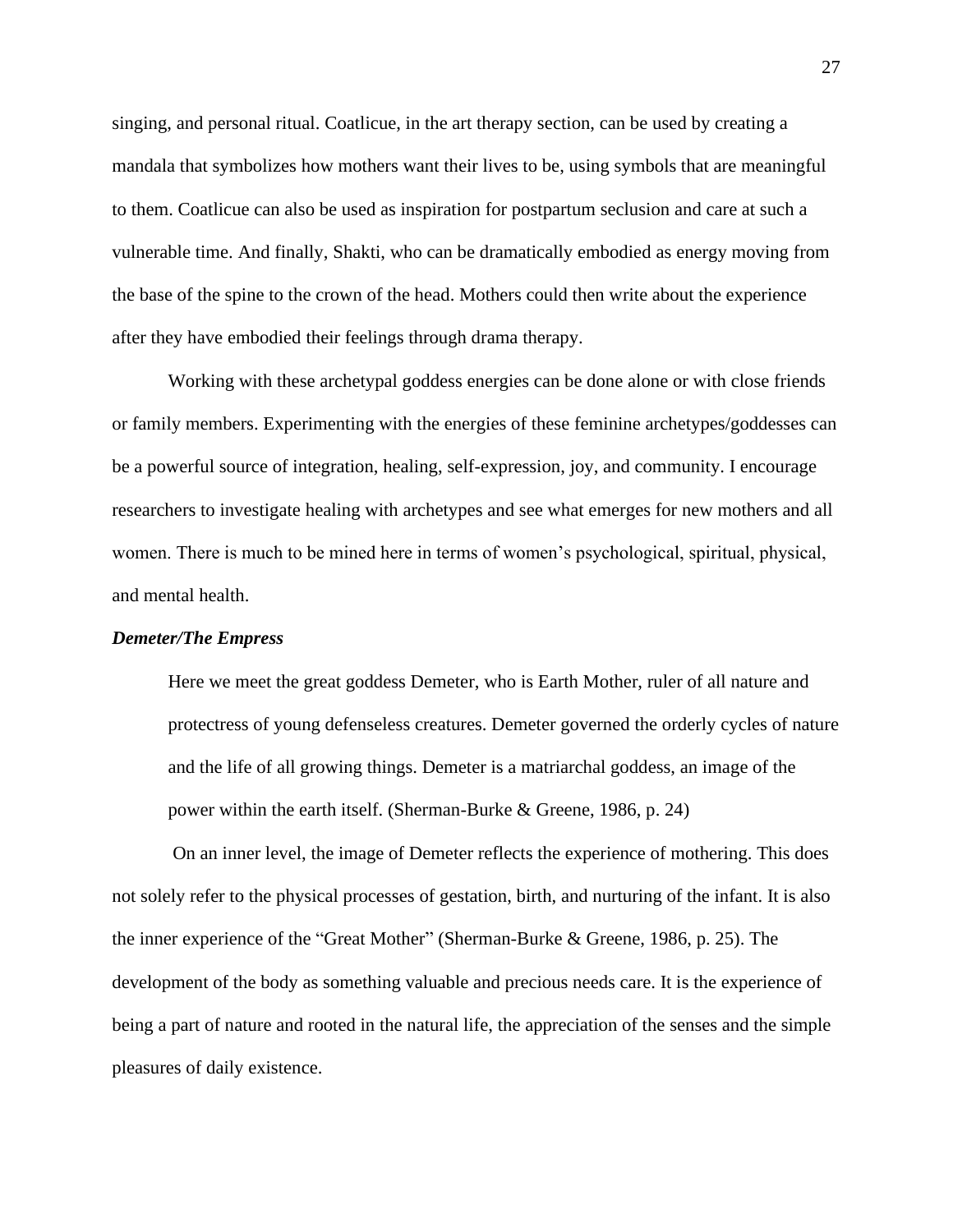singing, and personal ritual. Coatlicue, in the art therapy section, can be used by creating a mandala that symbolizes how mothers want their lives to be, using symbols that are meaningful to them. Coatlicue can also be used as inspiration for postpartum seclusion and care at such a vulnerable time. And finally, Shakti, who can be dramatically embodied as energy moving from the base of the spine to the crown of the head. Mothers could then write about the experience after they have embodied their feelings through drama therapy.

Working with these archetypal goddess energies can be done alone or with close friends or family members. Experimenting with the energies of these feminine archetypes/goddesses can be a powerful source of integration, healing, self-expression, joy, and community. I encourage researchers to investigate healing with archetypes and see what emerges for new mothers and all women. There is much to be mined here in terms of women's psychological, spiritual, physical, and mental health.

### *Demeter/The Empress*

> Here we meet the great goddess Demeter, who is Earth Mother, ruler of all nature and protectress of young defenseless creatures. Demeter governed the orderly cycles of nature and the life of all growing things. Demeter is a matriarchal goddess, an image of the power within the earth itself. (Sherman-Burke & Greene, 1986, p. 24)

On an inner level, the image of Demeter reflects the experience of mothering. This does not solely refer to the physical processes of gestation, birth, and nurturing of the infant. It is also the inner experience of the "Great Mother" (Sherman-Burke & Greene, 1986, p. 25). The development of the body as something valuable and precious needs care. It is the experience of being a part of nature and rooted in the natural life, the appreciation of the senses and the simple pleasures of daily existence.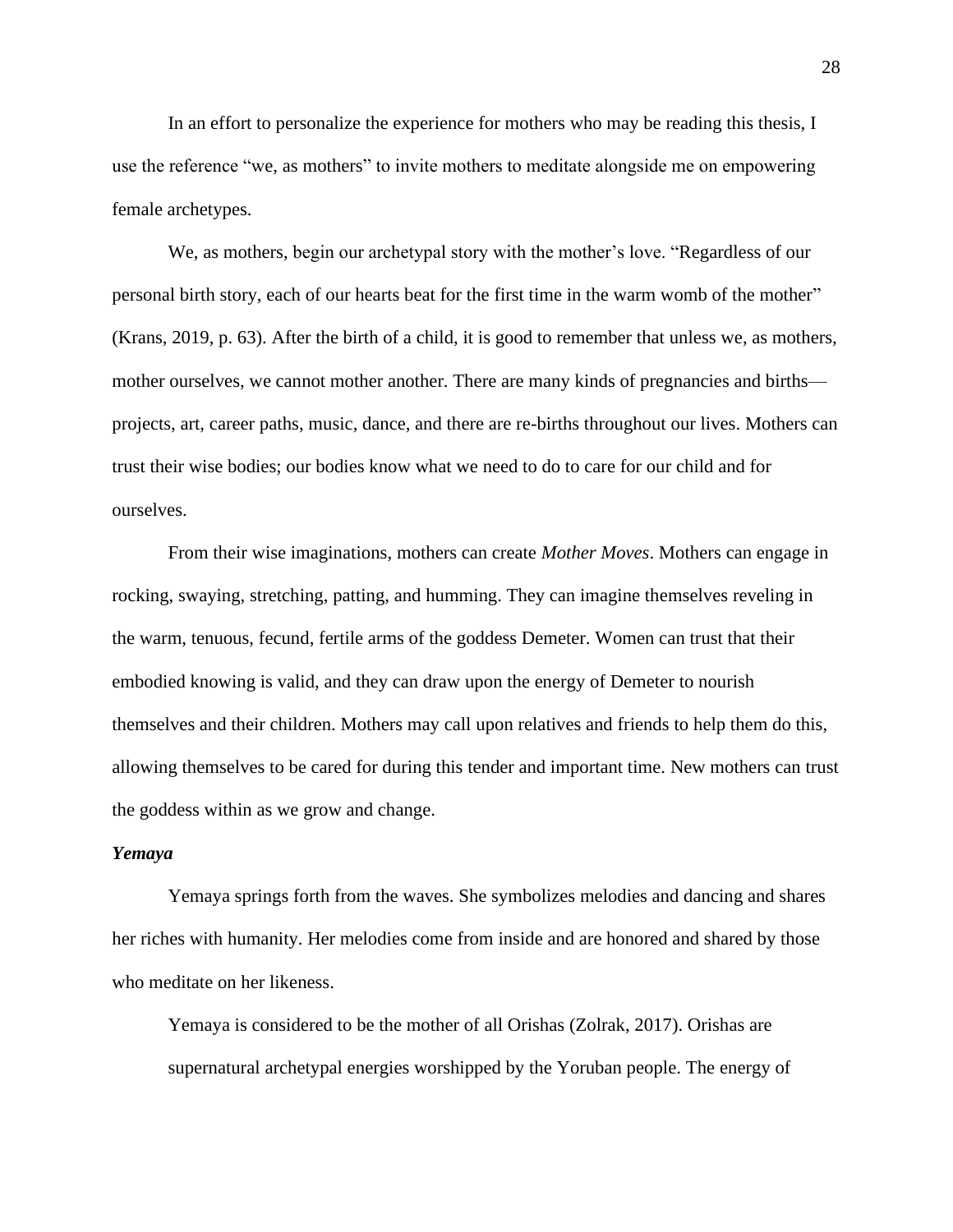In an effort to personalize the experience for mothers who may be reading this thesis, I use the reference "we, as mothers" to invite mothers to meditate alongside me on empowering female archetypes.

We, as mothers, begin our archetypal story with the mother's love. "Regardless of our personal birth story, each of our hearts beat for the first time in the warm womb of the mother" (Krans, 2019, p. 63). After the birth of a child, it is good to remember that unless we, as mothers, mother ourselves, we cannot mother another. There are many kinds of pregnancies and births—projects, art, career paths, music, dance, and there are re-births throughout our lives. Mothers can trust their wise bodies; our bodies know what we need to do to care for our child and for ourselves.

From their wise imaginations, mothers can create *Mother Moves*. Mothers can engage in rocking, swaying, stretching, patting, and humming. They can imagine themselves reveling in the warm, tenuous, fecund, fertile arms of the goddess Demeter. Women can trust that their embodied knowing is valid, and they can draw upon the energy of Demeter to nourish themselves and their children. Mothers may call upon relatives and friends to help them do this, allowing themselves to be cared for during this tender and important time. New mothers can trust the goddess within as we grow and change.

***Yemaya***

Yemaya springs forth from the waves. She symbolizes melodies and dancing and shares her riches with humanity. Her melodies come from inside and are honored and shared by those who meditate on her likeness.

> Yemaya is considered to be the mother of all Orishas (Zolrak, 2017). Orishas are supernatural archetypal energies worshipped by the Yoruban people. The energy of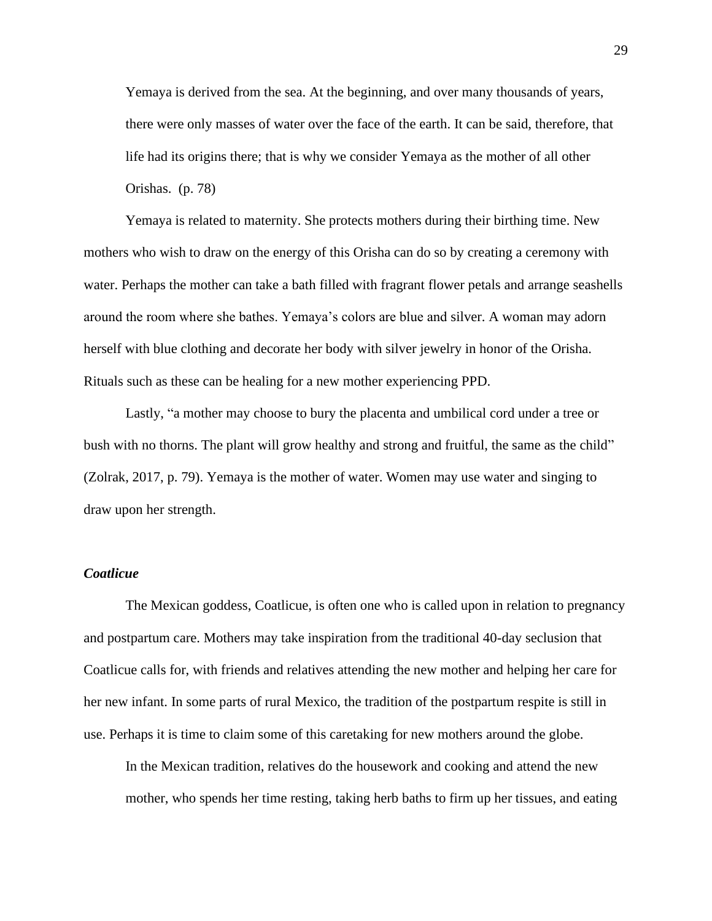> Yemaya is derived from the sea. At the beginning, and over many thousands of years, there were only masses of water over the face of the earth. It can be said, therefore, that life had its origins there; that is why we consider Yemaya as the mother of all other Orishas. (p. 78)

Yemaya is related to maternity. She protects mothers during their birthing time. New mothers who wish to draw on the energy of this Orisha can do so by creating a ceremony with water. Perhaps the mother can take a bath filled with fragrant flower petals and arrange seashells around the room where she bathes. Yemaya's colors are blue and silver. A woman may adorn herself with blue clothing and decorate her body with silver jewelry in honor of the Orisha. Rituals such as these can be healing for a new mother experiencing PPD.

Lastly, "a mother may choose to bury the placenta and umbilical cord under a tree or bush with no thorns. The plant will grow healthy and strong and fruitful, the same as the child" (Zolrak, 2017, p. 79). Yemaya is the mother of water. Women may use water and singing to draw upon her strength.

### *Coatlicue*

The Mexican goddess, Coatlicue, is often one who is called upon in relation to pregnancy and postpartum care. Mothers may take inspiration from the traditional 40-day seclusion that Coatlicue calls for, with friends and relatives attending the new mother and helping her care for her new infant. In some parts of rural Mexico, the tradition of the postpartum respite is still in use. Perhaps it is time to claim some of this caretaking for new mothers around the globe.

> In the Mexican tradition, relatives do the housework and cooking and attend the new mother, who spends her time resting, taking herb baths to firm up her tissues, and eating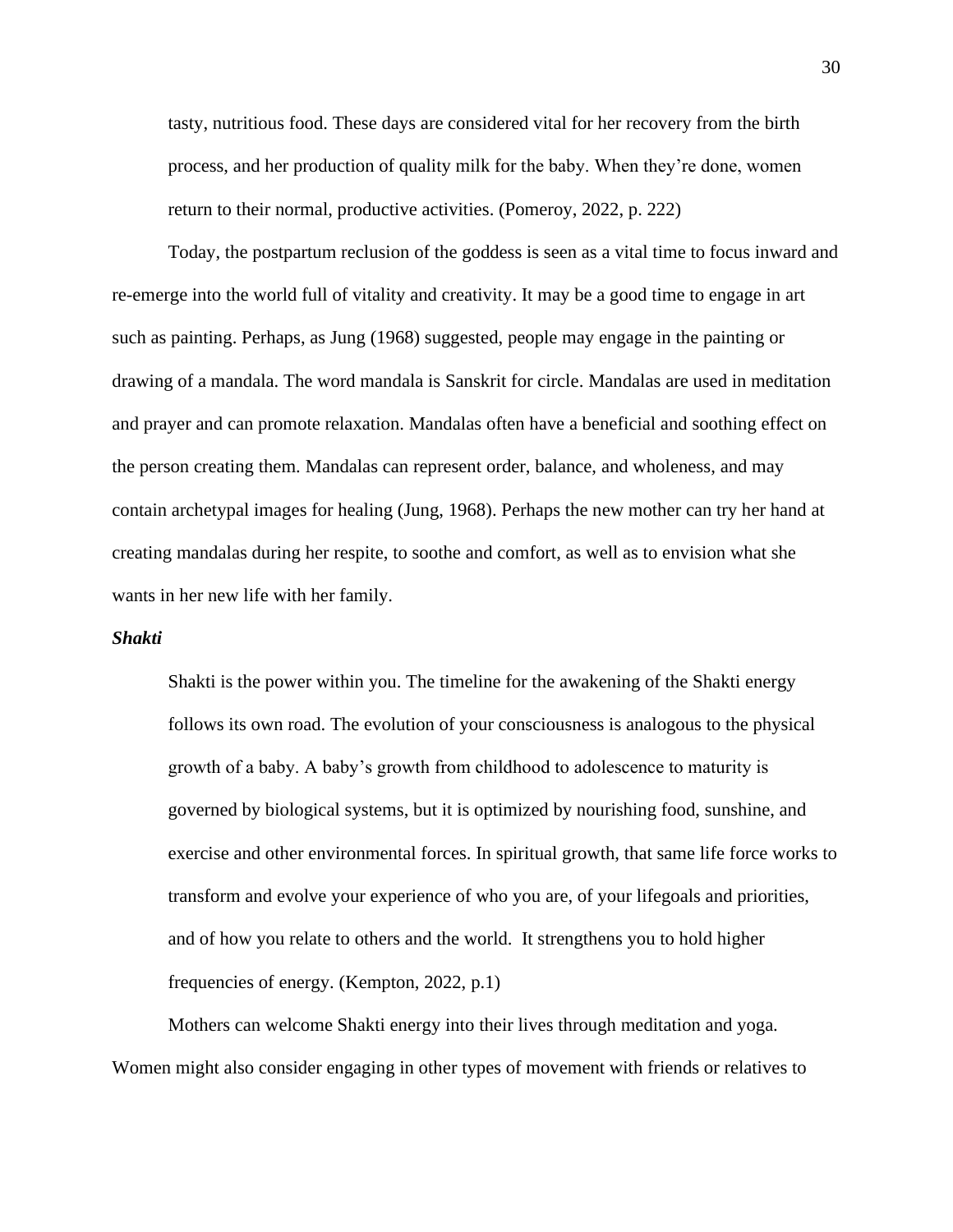> tasty, nutritious food. These days are considered vital for her recovery from the birth process, and her production of quality milk for the baby. When they're done, women return to their normal, productive activities. (Pomeroy, 2022, p. 222)

Today, the postpartum reclusion of the goddess is seen as a vital time to focus inward and re-emerge into the world full of vitality and creativity. It may be a good time to engage in art such as painting. Perhaps, as Jung (1968) suggested, people may engage in the painting or drawing of a mandala. The word mandala is Sanskrit for circle. Mandalas are used in meditation and prayer and can promote relaxation. Mandalas often have a beneficial and soothing effect on the person creating them. Mandalas can represent order, balance, and wholeness, and may contain archetypal images for healing (Jung, 1968). Perhaps the new mother can try her hand at creating mandalas during her respite, to soothe and comfort, as well as to envision what she wants in her new life with her family.

***Shakti***

> Shakti is the power within you. The timeline for the awakening of the Shakti energy follows its own road. The evolution of your consciousness is analogous to the physical growth of a baby. A baby's growth from childhood to adolescence to maturity is governed by biological systems, but it is optimized by nourishing food, sunshine, and exercise and other environmental forces. In spiritual growth, that same life force works to transform and evolve your experience of who you are, of your lifegoals and priorities, and of how you relate to others and the world. It strengthens you to hold higher frequencies of energy. (Kempton, 2022, p.1)

Mothers can welcome Shakti energy into their lives through meditation and yoga. Women might also consider engaging in other types of movement with friends or relatives to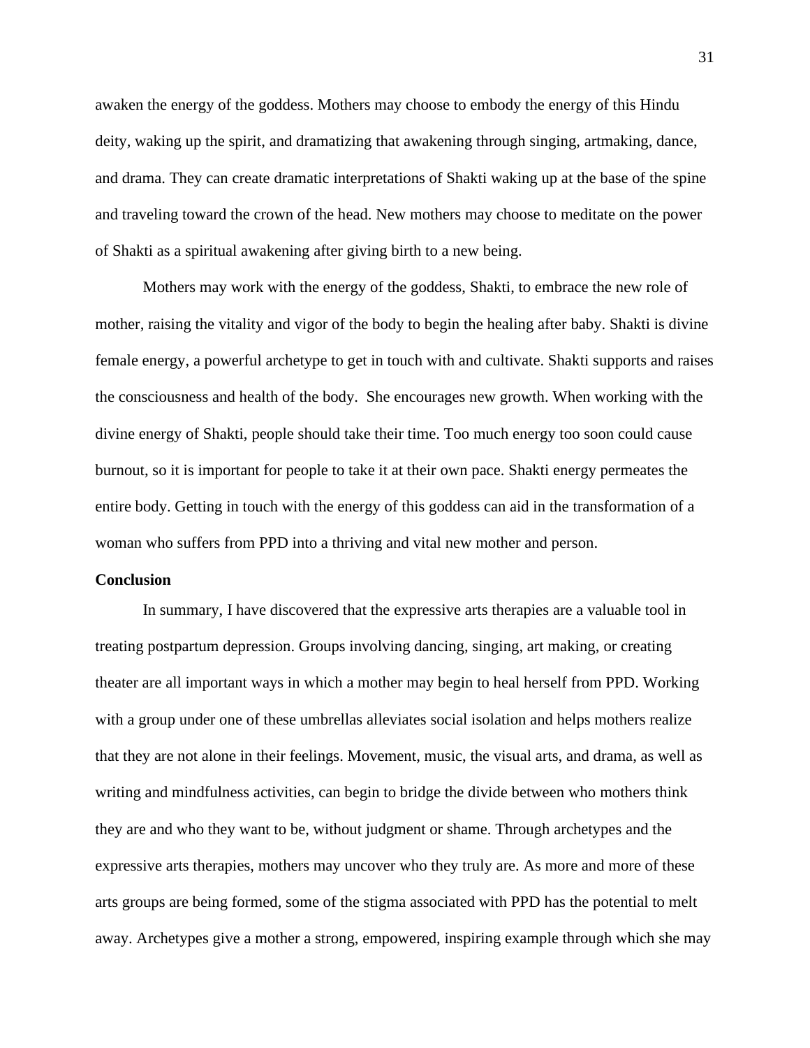awaken the energy of the goddess. Mothers may choose to embody the energy of this Hindu deity, waking up the spirit, and dramatizing that awakening through singing, artmaking, dance, and drama. They can create dramatic interpretations of Shakti waking up at the base of the spine and traveling toward the crown of the head. New mothers may choose to meditate on the power of Shakti as a spiritual awakening after giving birth to a new being.

Mothers may work with the energy of the goddess, Shakti, to embrace the new role of mother, raising the vitality and vigor of the body to begin the healing after baby. Shakti is divine female energy, a powerful archetype to get in touch with and cultivate. Shakti supports and raises the consciousness and health of the body.  She encourages new growth. When working with the divine energy of Shakti, people should take their time. Too much energy too soon could cause burnout, so it is important for people to take it at their own pace. Shakti energy permeates the entire body. Getting in touch with the energy of this goddess can aid in the transformation of a woman who suffers from PPD into a thriving and vital new mother and person.

**Conclusion**

In summary, I have discovered that the expressive arts therapies are a valuable tool in treating postpartum depression. Groups involving dancing, singing, art making, or creating theater are all important ways in which a mother may begin to heal herself from PPD. Working with a group under one of these umbrellas alleviates social isolation and helps mothers realize that they are not alone in their feelings. Movement, music, the visual arts, and drama, as well as writing and mindfulness activities, can begin to bridge the divide between who mothers think they are and who they want to be, without judgment or shame. Through archetypes and the expressive arts therapies, mothers may uncover who they truly are. As more and more of these arts groups are being formed, some of the stigma associated with PPD has the potential to melt away. Archetypes give a mother a strong, empowered, inspiring example through which she may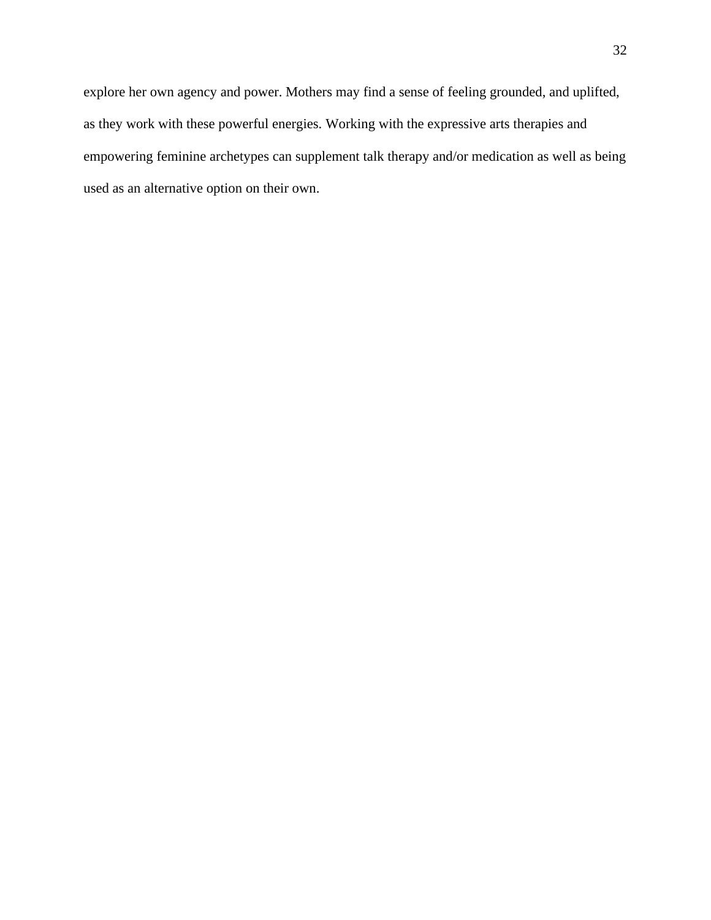explore her own agency and power. Mothers may find a sense of feeling grounded, and uplifted, as they work with these powerful energies. Working with the expressive arts therapies and empowering feminine archetypes can supplement talk therapy and/or medication as well as being used as an alternative option on their own.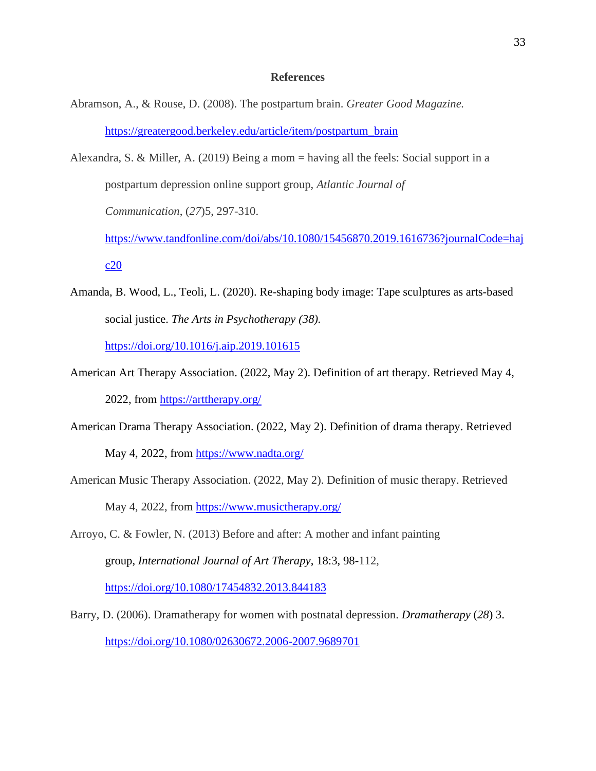# References

Abramson, A., & Rouse, D. (2008). The postpartum brain. *Greater Good Magazine.* https://greatergood.berkeley.edu/article/item/postpartum_brain

Alexandra, S. & Miller, A. (2019) Being a mom = having all the feels: Social support in a postpartum depression online support group, *Atlantic Journal of Communication*, (*27*)5, 297-310. https://www.tandfonline.com/doi/abs/10.1080/15456870.2019.1616736?journalCode=hajc20

Amanda, B. Wood, L., Teoli, L. (2020). Re-shaping body image: Tape sculptures as arts-based social justice. *The Arts in Psychotherapy (38).* https://doi.org/10.1016/j.aip.2019.101615

American Art Therapy Association. (2022, May 2). Definition of art therapy. Retrieved May 4, 2022, from https://arttherapy.org/

American Drama Therapy Association. (2022, May 2). Definition of drama therapy. Retrieved May 4, 2022, from https://www.nadta.org/

American Music Therapy Association. (2022, May 2). Definition of music therapy. Retrieved May 4, 2022, from https://www.musictherapy.org/

Arroyo, C. & Fowler, N. (2013) Before and after: A mother and infant painting group, *International Journal of Art Therapy*, 18:3, 98-112, https://doi.org/10.1080/17454832.2013.844183

Barry, D. (2006). Dramatherapy for women with postnatal depression. *Dramatherapy* (*28*) 3. https://doi.org/10.1080/02630672.2006-2007.9689701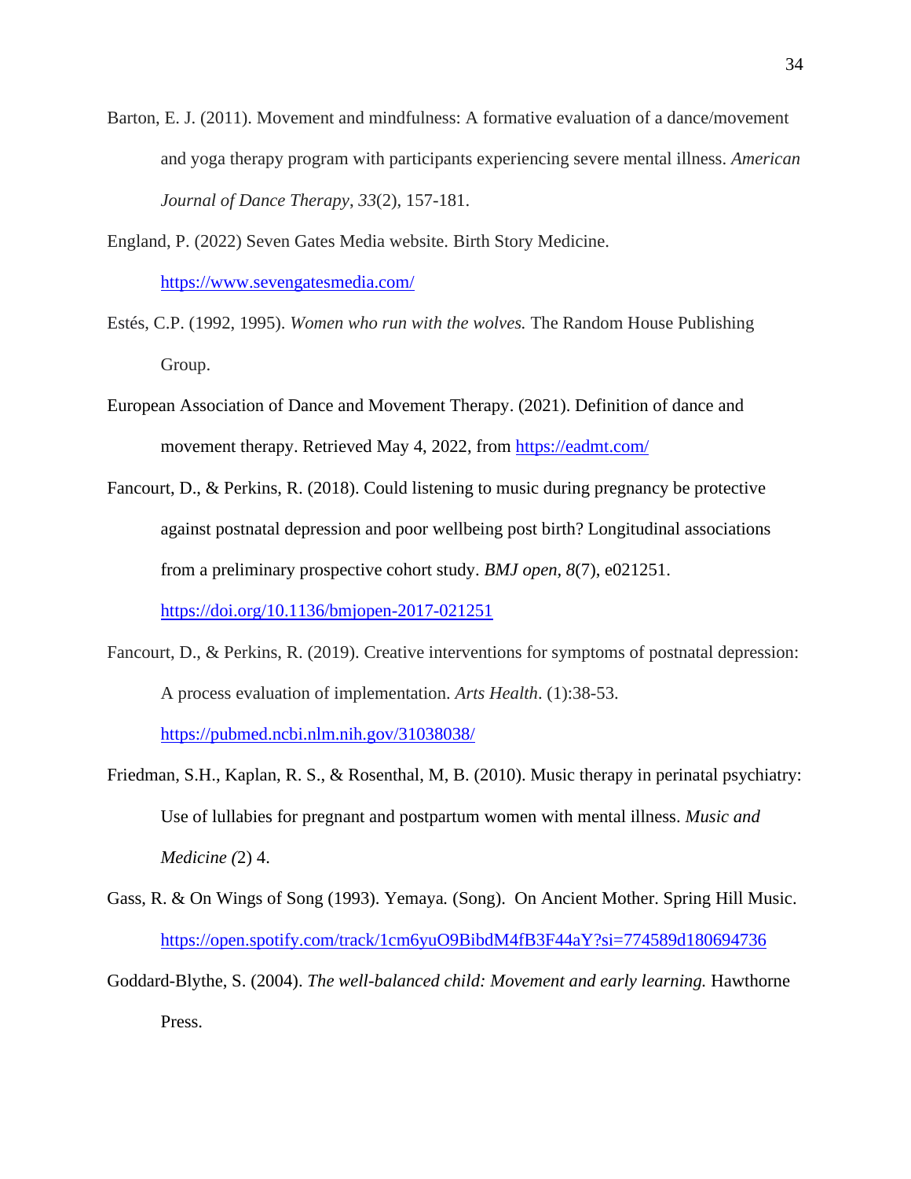Barton, E. J. (2011). Movement and mindfulness: A formative evaluation of a dance/movement and yoga therapy program with participants experiencing severe mental illness. *American Journal of Dance Therapy*, *33*(2), 157-181.

England, P. (2022) Seven Gates Media website. Birth Story Medicine. https://www.sevengatesmedia.com/

Estés, C.P. (1992, 1995). *Women who run with the wolves.* The Random House Publishing Group.

European Association of Dance and Movement Therapy. (2021). Definition of dance and movement therapy. Retrieved May 4, 2022, from https://eadmt.com/

Fancourt, D., & Perkins, R. (2018). Could listening to music during pregnancy be protective against postnatal depression and poor wellbeing post birth? Longitudinal associations from a preliminary prospective cohort study. *BMJ open, 8*(7), e021251. https://doi.org/10.1136/bmjopen-2017-021251

Fancourt, D., & Perkins, R. (2019). Creative interventions for symptoms of postnatal depression: A process evaluation of implementation. *Arts Health*. (1):38-53. https://pubmed.ncbi.nlm.nih.gov/31038038/

Friedman, S.H., Kaplan, R. S., & Rosenthal, M, B. (2010). Music therapy in perinatal psychiatry: Use of lullabies for pregnant and postpartum women with mental illness. *Music and Medicine (*2) 4.

Gass, R. & On Wings of Song (1993). Yemaya*.* (Song). On Ancient Mother. Spring Hill Music. https://open.spotify.com/track/1cm6yuO9BibdM4fB3F44aY?si=774589d180694736

Goddard-Blythe, S. (2004). *The well-balanced child: Movement and early learning.* Hawthorne Press.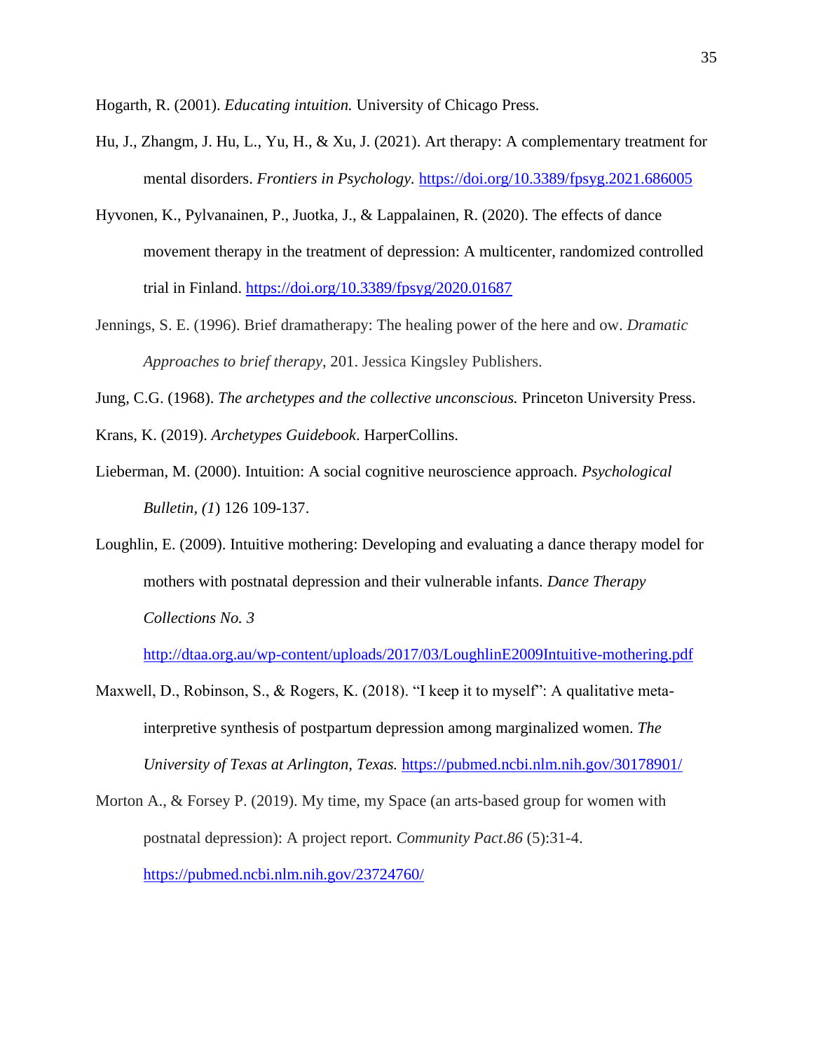Hogarth, R. (2001). *Educating intuition.* University of Chicago Press.

Hu, J., Zhangm, J. Hu, L., Yu, H., & Xu, J. (2021). Art therapy: A complementary treatment for mental disorders. *Frontiers in Psychology.* https://doi.org/10.3389/fpsyg.2021.686005

Hyvonen, K., Pylvanainen, P., Juotka, J., & Lappalainen, R. (2020). The effects of dance movement therapy in the treatment of depression: A multicenter, randomized controlled trial in Finland. https://doi.org/10.3389/fpsyg/2020.01687

Jennings, S. E. (1996). Brief dramatherapy: The healing power of the here and ow. *Dramatic Approaches to brief therapy*, 201. Jessica Kingsley Publishers.

Jung, C.G. (1968). *The archetypes and the collective unconscious.* Princeton University Press.

Krans, K. (2019). *Archetypes Guidebook*. HarperCollins.

Lieberman, M. (2000). Intuition: A social cognitive neuroscience approach. *Psychological Bulletin, (1*) 126 109-137.

Loughlin, E. (2009). Intuitive mothering: Developing and evaluating a dance therapy model for mothers with postnatal depression and their vulnerable infants. *Dance Therapy Collections No. 3* http://dtaa.org.au/wp-content/uploads/2017/03/LoughlinE2009Intuitive-mothering.pdf

Maxwell, D., Robinson, S., & Rogers, K. (2018). "I keep it to myself": A qualitative meta-interpretive synthesis of postpartum depression among marginalized women. *The University of Texas at Arlington, Texas.* https://pubmed.ncbi.nlm.nih.gov/30178901/

Morton A., & Forsey P. (2019). My time, my Space (an arts-based group for women with postnatal depression): A project report. *Community Pact.86* (5):31-4. https://pubmed.ncbi.nlm.nih.gov/23724760/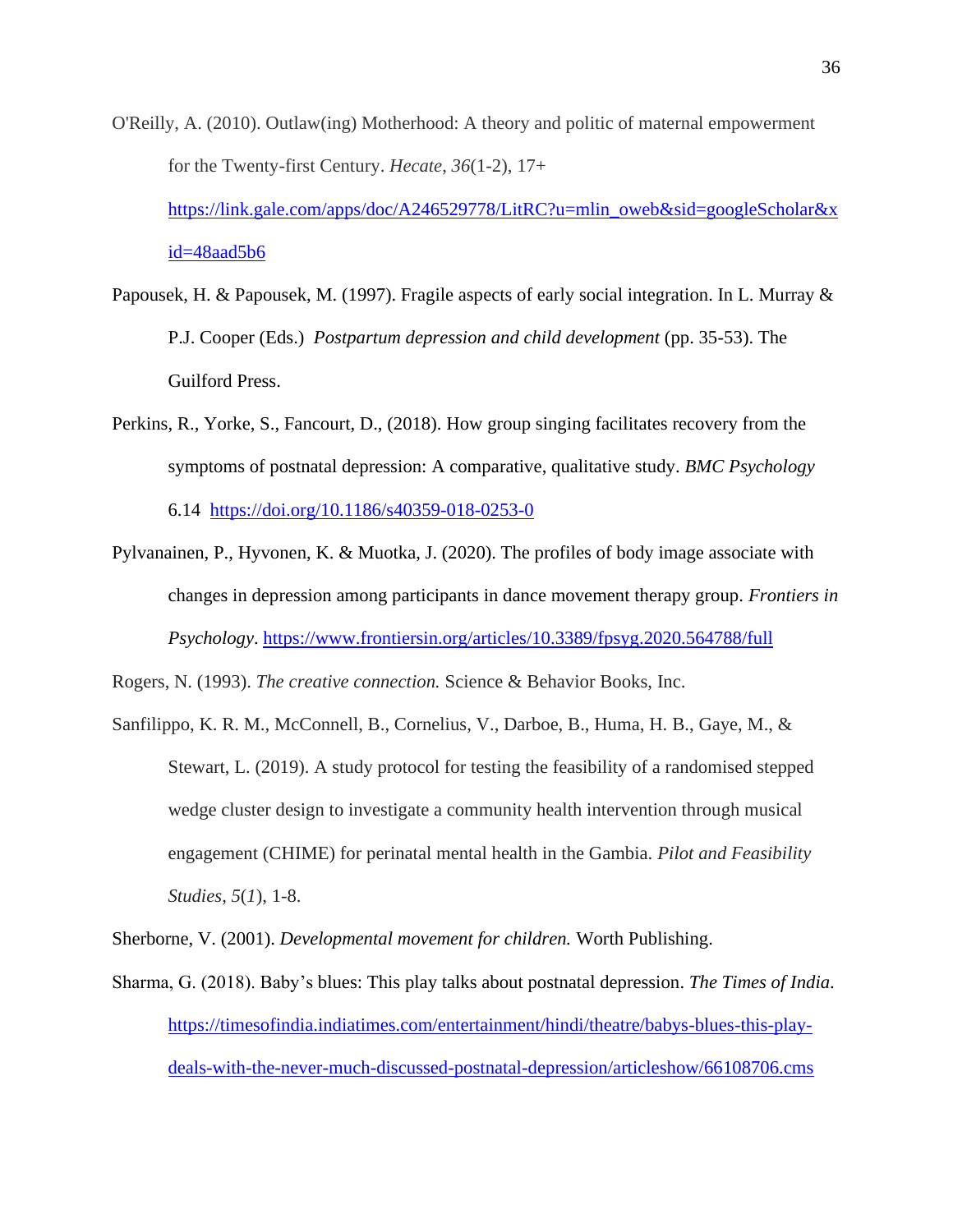O'Reilly, A. (2010). Outlaw(ing) Motherhood: A theory and politic of maternal empowerment for the Twenty-first Century. *Hecate*, *36*(1-2), 17+ https://link.gale.com/apps/doc/A246529778/LitRC?u=mlin_oweb&sid=googleScholar&xid=48aad5b6

Papousek, H. & Papousek, M. (1997). Fragile aspects of early social integration. In L. Murray & P.J. Cooper (Eds.) *Postpartum depression and child development* (pp. 35-53). The Guilford Press.

Perkins, R., Yorke, S., Fancourt, D., (2018). How group singing facilitates recovery from the symptoms of postnatal depression: A comparative, qualitative study. *BMC Psychology* 6.14 https://doi.org/10.1186/s40359-018-0253-0

Pylvanainen, P., Hyvonen, K. & Muotka, J. (2020). The profiles of body image associate with changes in depression among participants in dance movement therapy group. *Frontiers in Psychology*. https://www.frontiersin.org/articles/10.3389/fpsyg.2020.564788/full

Rogers, N. (1993). *The creative connection.* Science & Behavior Books, Inc.

Sanfilippo, K. R. M., McConnell, B., Cornelius, V., Darboe, B., Huma, H. B., Gaye, M., & Stewart, L. (2019). A study protocol for testing the feasibility of a randomised stepped wedge cluster design to investigate a community health intervention through musical engagement (CHIME) for perinatal mental health in the Gambia. *Pilot and Feasibility Studies*, *5*(*1*), 1-8.

Sherborne, V. (2001). *Developmental movement for children.* Worth Publishing.

Sharma, G. (2018). Baby's blues: This play talks about postnatal depression. *The Times of India*. https://timesofindia.indiatimes.com/entertainment/hindi/theatre/babys-blues-this-play-deals-with-the-never-much-discussed-postnatal-depression/articleshow/66108706.cms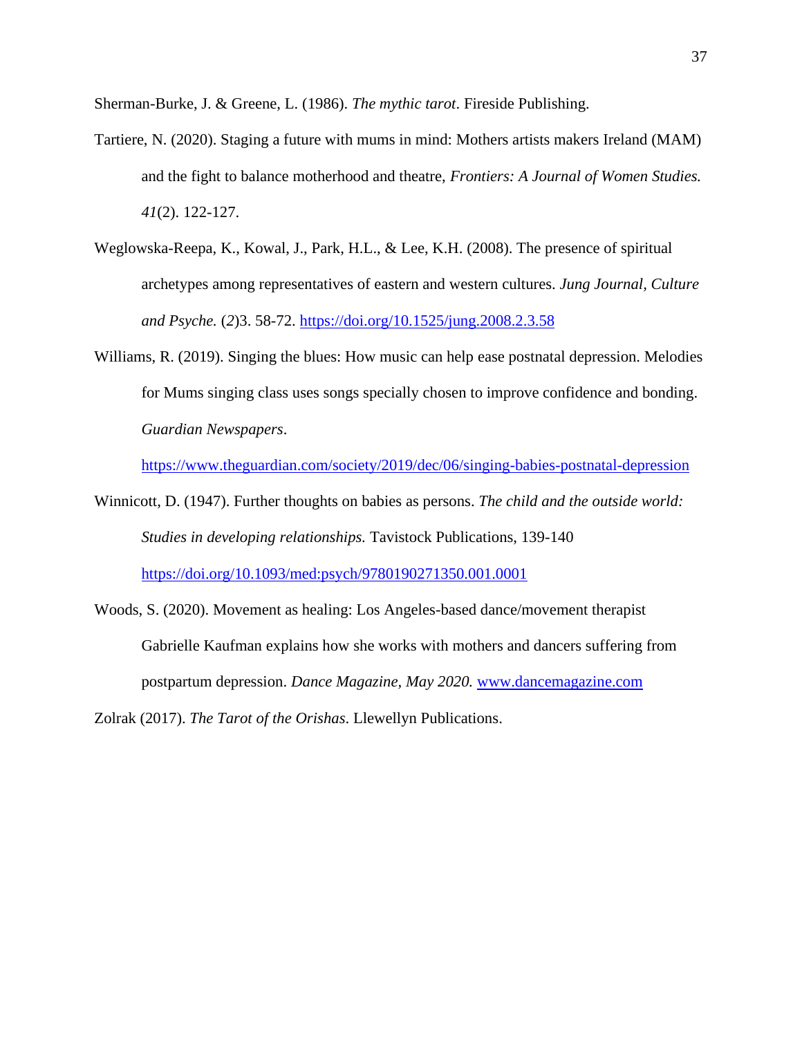Sherman-Burke, J. & Greene, L. (1986). *The mythic tarot*. Fireside Publishing.

Tartiere, N. (2020). Staging a future with mums in mind: Mothers artists makers Ireland (MAM) and the fight to balance motherhood and theatre, *Frontiers: A Journal of Women Studies. 41*(2). 122-127.

Weglowska-Reepa, K., Kowal, J., Park, H.L., & Lee, K.H. (2008). The presence of spiritual archetypes among representatives of eastern and western cultures. *Jung Journal, Culture and Psyche.* (*2*)3. 58-72. https://doi.org/10.1525/jung.2008.2.3.58

Williams, R. (2019). Singing the blues: How music can help ease postnatal depression. Melodies for Mums singing class uses songs specially chosen to improve confidence and bonding. *Guardian Newspapers*. https://www.theguardian.com/society/2019/dec/06/singing-babies-postnatal-depression

Winnicott, D. (1947). Further thoughts on babies as persons. *The child and the outside world: Studies in developing relationships.* Tavistock Publications, 139-140 https://doi.org/10.1093/med:psych/9780190271350.001.0001

Woods, S. (2020). Movement as healing: Los Angeles-based dance/movement therapist Gabrielle Kaufman explains how she works with mothers and dancers suffering from postpartum depression. *Dance Magazine, May 2020.* www.dancemagazine.com

Zolrak (2017). *The Tarot of the Orishas*. Llewellyn Publications.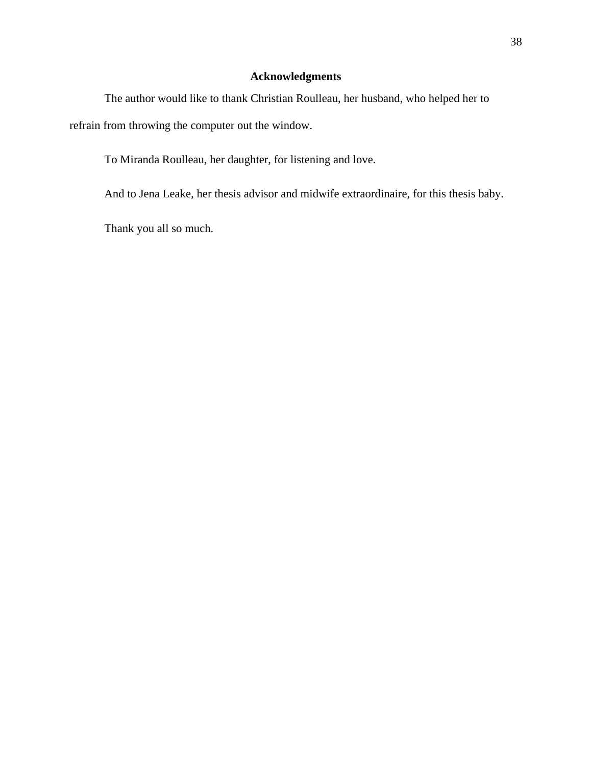## Acknowledgments

The author would like to thank Christian Roulleau, her husband, who helped her to refrain from throwing the computer out the window.

To Miranda Roulleau, her daughter, for listening and love.

And to Jena Leake, her thesis advisor and midwife extraordinaire, for this thesis baby.

Thank you all so much.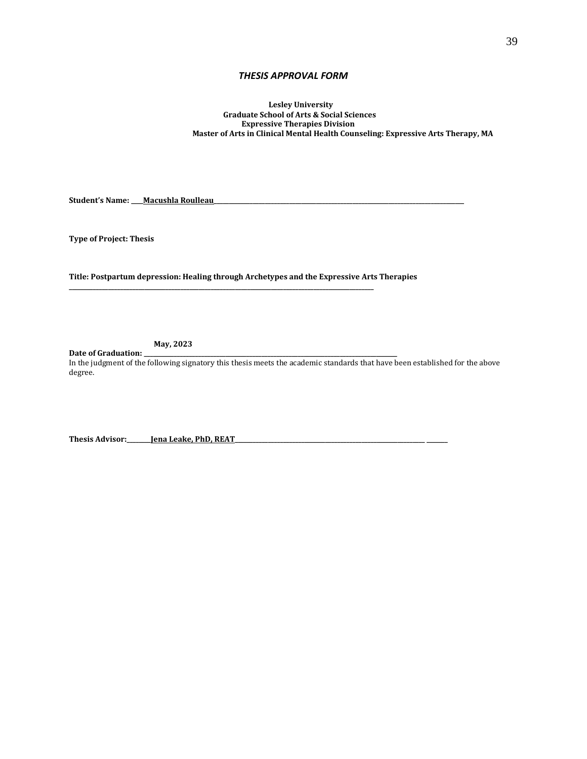***THESIS APPROVAL FORM***

**Lesley University**
**Graduate School of Arts & Social Sciences**
**Expressive Therapies Division**
**Master of Arts in Clinical Mental Health Counseling: Expressive Arts Therapy, MA**

**Student's Name:** **Macushla Roulleau**

**Type of Project: Thesis**

**Title: Postpartum depression: Healing through Archetypes and the Expressive Arts Therapies**

**Date of Graduation:** **May, 2023**

In the judgment of the following signatory this thesis meets the academic standards that have been established for the above degree.

**Thesis Advisor:** **Jena Leake, PhD, REAT**